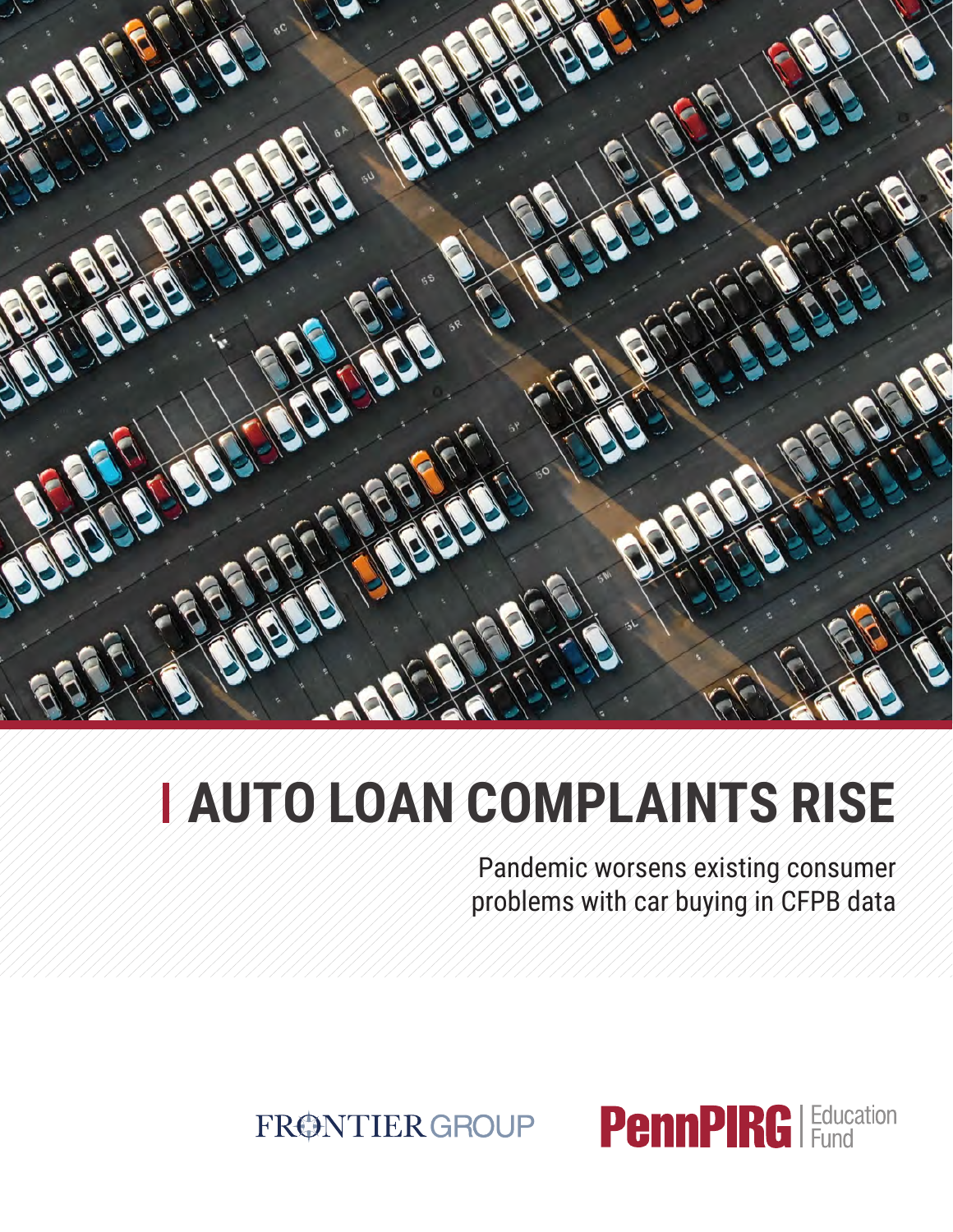# AUTO LOAN COMPLAINTS RISE

Pandemic worsens existing consumer problems with car buying in CFPB data

FRONTIER GROUP

PennPIRG Education Fund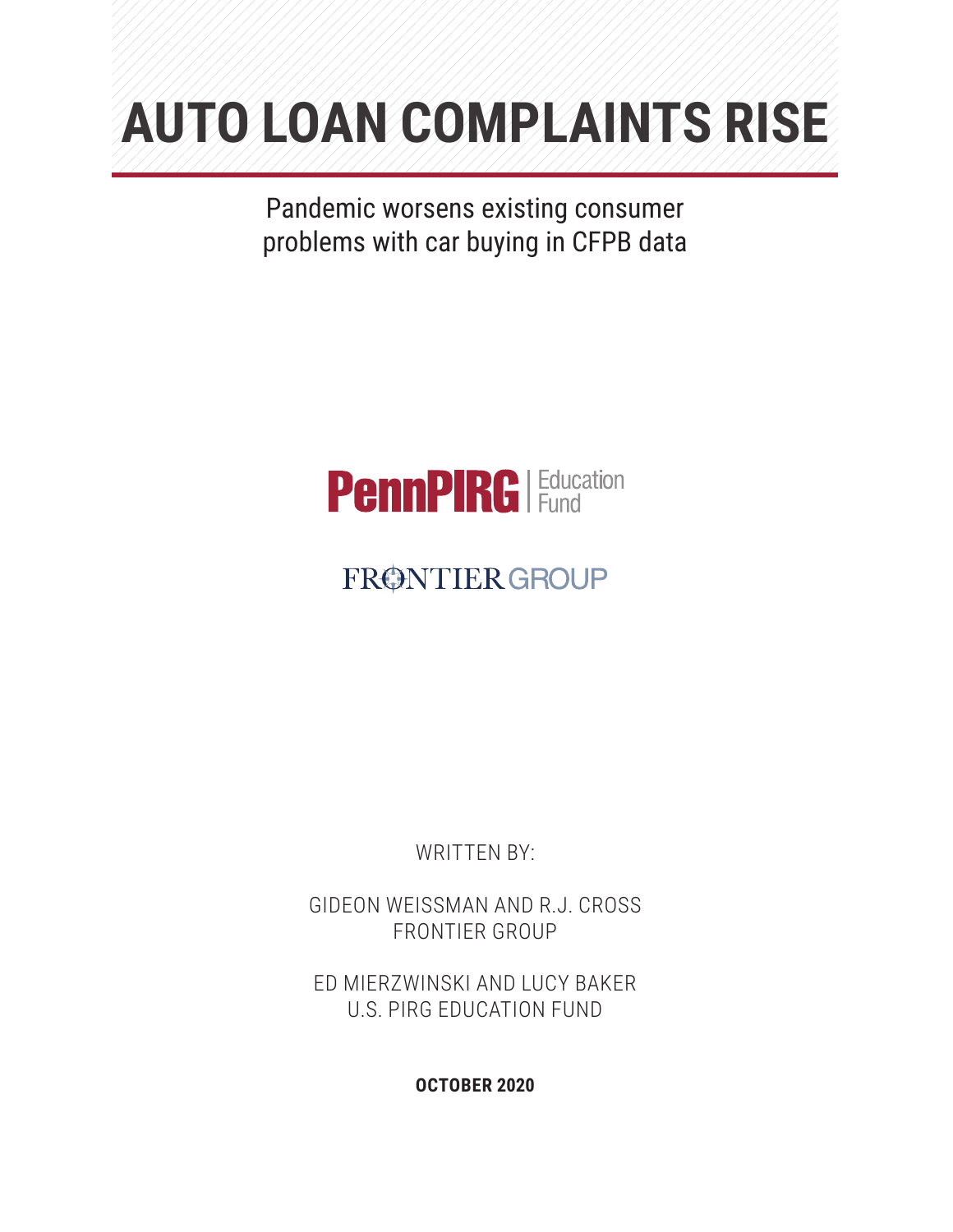# AUTO LOAN COMPLAINTS RISE

Pandemic worsens existing consumer problems with car buying in CFPB data

PennPIRG | Education Fund

FRONTIER GROUP

WRITTEN BY:

GIDEON WEISSMAN AND R.J. CROSS
FRONTIER GROUP

ED MIERZWINSKI AND LUCY BAKER
U.S. PIRG EDUCATION FUND

**OCTOBER 2020**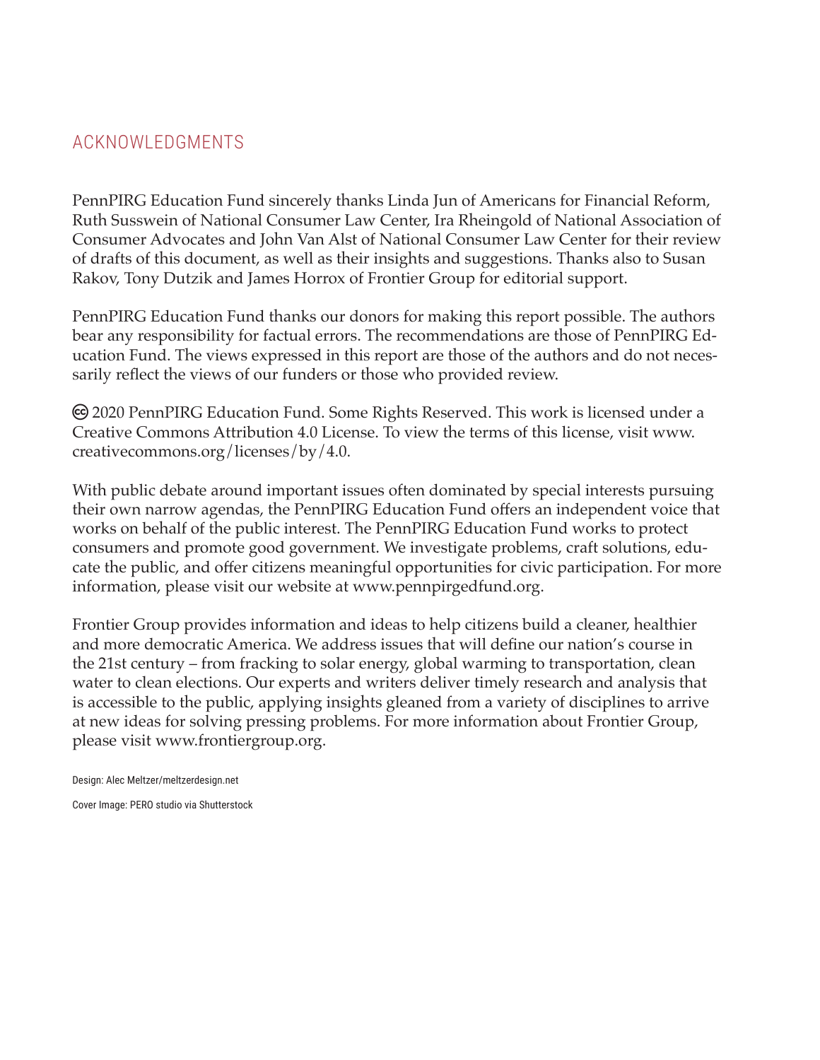## ACKNOWLEDGMENTS

PennPIRG Education Fund sincerely thanks Linda Jun of Americans for Financial Reform, Ruth Susswein of National Consumer Law Center, Ira Rheingold of National Association of Consumer Advocates and John Van Alst of National Consumer Law Center for their review of drafts of this document, as well as their insights and suggestions. Thanks also to Susan Rakov, Tony Dutzik and James Horrox of Frontier Group for editorial support.

PennPIRG Education Fund thanks our donors for making this report possible. The authors bear any responsibility for factual errors. The recommendations are those of PennPIRG Education Fund. The views expressed in this report are those of the authors and do not necessarily reflect the views of our funders or those who provided review.

© 2020 PennPIRG Education Fund. Some Rights Reserved. This work is licensed under a Creative Commons Attribution 4.0 License. To view the terms of this license, visit www.creativecommons.org/licenses/by/4.0.

With public debate around important issues often dominated by special interests pursuing their own narrow agendas, the PennPIRG Education Fund offers an independent voice that works on behalf of the public interest. The PennPIRG Education Fund works to protect consumers and promote good government. We investigate problems, craft solutions, educate the public, and offer citizens meaningful opportunities for civic participation. For more information, please visit our website at www.pennpirgedfund.org.

Frontier Group provides information and ideas to help citizens build a cleaner, healthier and more democratic America. We address issues that will define our nation's course in the 21st century – from fracking to solar energy, global warming to transportation, clean water to clean elections. Our experts and writers deliver timely research and analysis that is accessible to the public, applying insights gleaned from a variety of disciplines to arrive at new ideas for solving pressing problems. For more information about Frontier Group, please visit www.frontiergroup.org.

Design: Alec Meltzer/meltzerdesign.net

Cover Image: PERO studio via Shutterstock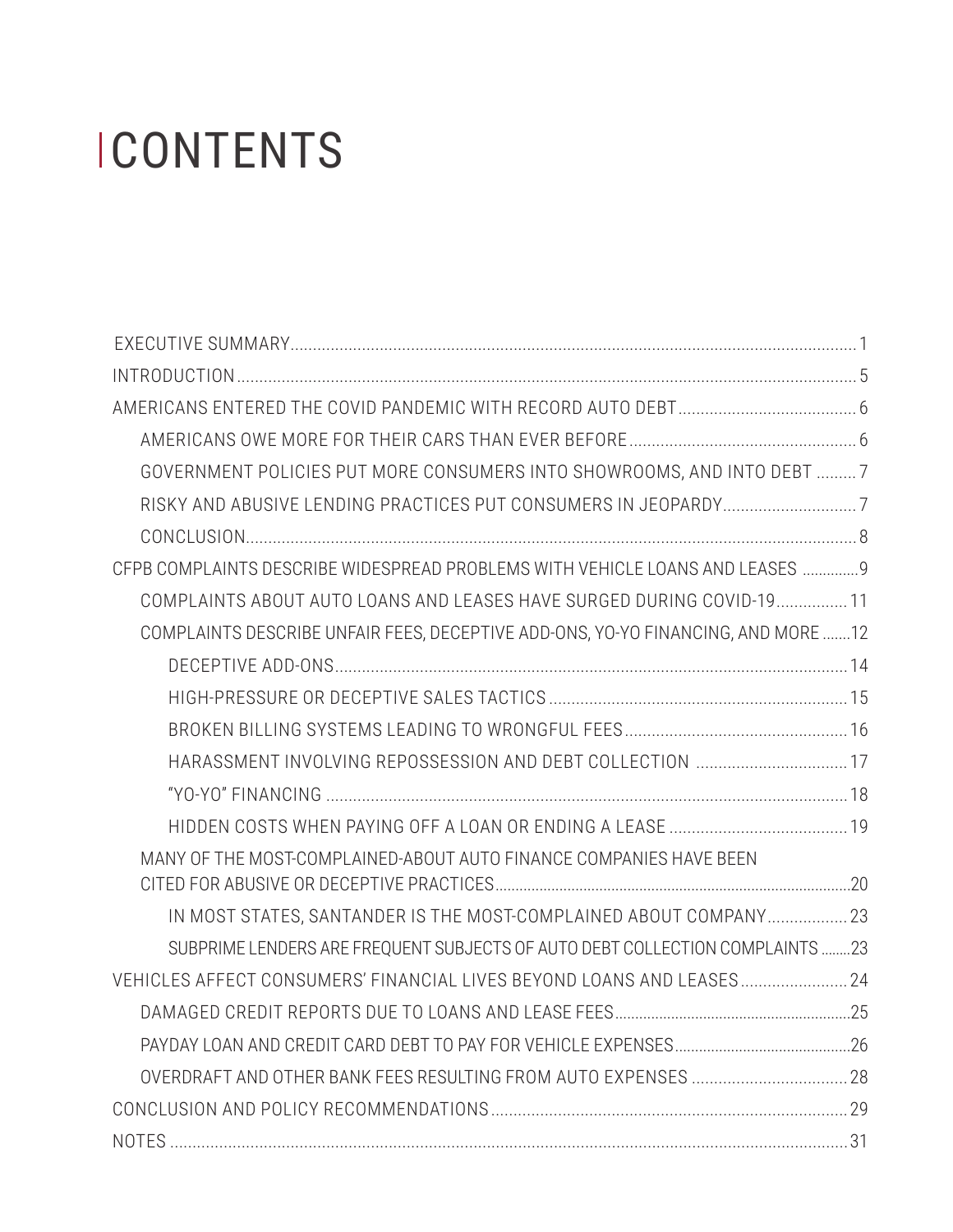# CONTENTS

- EXECUTIVE SUMMARY .......... 1
- INTRODUCTION .......... 5
- AMERICANS ENTERED THE COVID PANDEMIC WITH RECORD AUTO DEBT .......... 6
  - AMERICANS OWE MORE FOR THEIR CARS THAN EVER BEFORE .......... 6
  - GOVERNMENT POLICIES PUT MORE CONSUMERS INTO SHOWROOMS, AND INTO DEBT .......... 7
  - RISKY AND ABUSIVE LENDING PRACTICES PUT CONSUMERS IN JEOPARDY .......... 7
  - CONCLUSION .......... 8
- CFPB COMPLAINTS DESCRIBE WIDESPREAD PROBLEMS WITH VEHICLE LOANS AND LEASES .......... 9
  - COMPLAINTS ABOUT AUTO LOANS AND LEASES HAVE SURGED DURING COVID-19 .......... 11
  - COMPLAINTS DESCRIBE UNFAIR FEES, DECEPTIVE ADD-ONS, YO-YO FINANCING, AND MORE .......... 12
    - DECEPTIVE ADD-ONS .......... 14
    - HIGH-PRESSURE OR DECEPTIVE SALES TACTICS .......... 15
    - BROKEN BILLING SYSTEMS LEADING TO WRONGFUL FEES .......... 16
    - HARASSMENT INVOLVING REPOSSESSION AND DEBT COLLECTION .......... 17
    - "YO-YO" FINANCING .......... 18
    - HIDDEN COSTS WHEN PAYING OFF A LOAN OR ENDING A LEASE .......... 19
  - MANY OF THE MOST-COMPLAINED-ABOUT AUTO FINANCE COMPANIES HAVE BEEN CITED FOR ABUSIVE OR DECEPTIVE PRACTICES .......... 20
    - IN MOST STATES, SANTANDER IS THE MOST-COMPLAINED ABOUT COMPANY .......... 23
    - SUBPRIME LENDERS ARE FREQUENT SUBJECTS OF AUTO DEBT COLLECTION COMPLAINTS .......... 23
- VEHICLES AFFECT CONSUMERS' FINANCIAL LIVES BEYOND LOANS AND LEASES .......... 24
  - DAMAGED CREDIT REPORTS DUE TO LOANS AND LEASE FEES .......... 25
  - PAYDAY LOAN AND CREDIT CARD DEBT TO PAY FOR VEHICLE EXPENSES .......... 26
  - OVERDRAFT AND OTHER BANK FEES RESULTING FROM AUTO EXPENSES .......... 28
- CONCLUSION AND POLICY RECOMMENDATIONS .......... 29
- NOTES .......... 31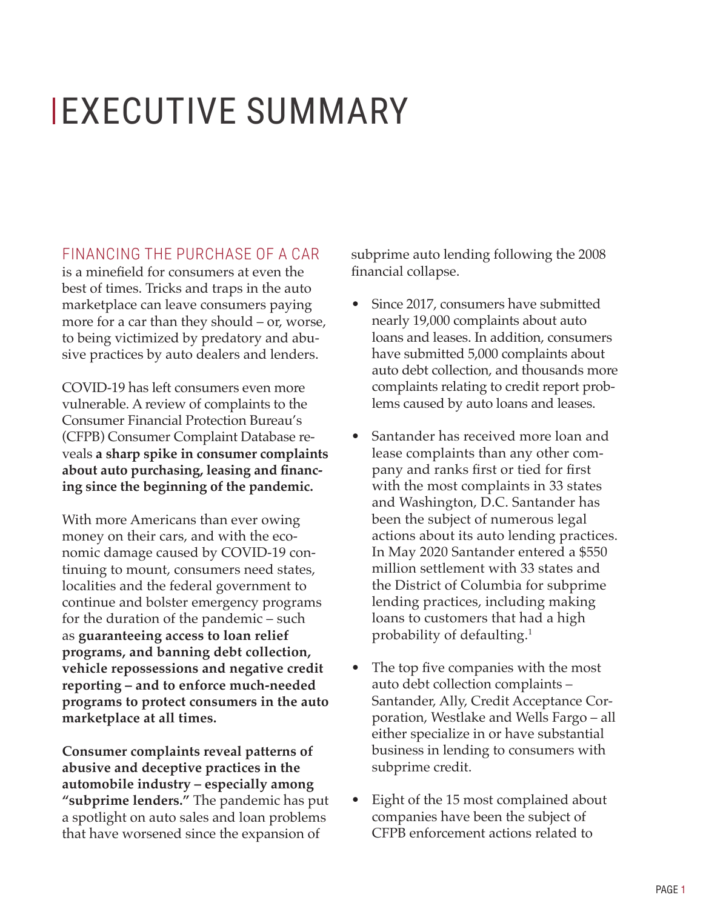# EXECUTIVE SUMMARY

FINANCING THE PURCHASE OF A CAR is a minefield for consumers at even the best of times. Tricks and traps in the auto marketplace can leave consumers paying more for a car than they should – or, worse, to being victimized by predatory and abusive practices by auto dealers and lenders.

COVID-19 has left consumers even more vulnerable. A review of complaints to the Consumer Financial Protection Bureau's (CFPB) Consumer Complaint Database reveals **a sharp spike in consumer complaints about auto purchasing, leasing and financing since the beginning of the pandemic.**

With more Americans than ever owing money on their cars, and with the economic damage caused by COVID-19 continuing to mount, consumers need states, localities and the federal government to continue and bolster emergency programs for the duration of the pandemic – such as **guaranteeing access to loan relief programs, and banning debt collection, vehicle repossessions and negative credit reporting – and to enforce much-needed programs to protect consumers in the auto marketplace at all times.**

**Consumer complaints reveal patterns of abusive and deceptive practices in the automobile industry – especially among "subprime lenders."** The pandemic has put a spotlight on auto sales and loan problems that have worsened since the expansion of subprime auto lending following the 2008 financial collapse.

- Since 2017, consumers have submitted nearly 19,000 complaints about auto loans and leases. In addition, consumers have submitted 5,000 complaints about auto debt collection, and thousands more complaints relating to credit report problems caused by auto loans and leases.
- Santander has received more loan and lease complaints than any other company and ranks first or tied for first with the most complaints in 33 states and Washington, D.C. Santander has been the subject of numerous legal actions about its auto lending practices. In May 2020 Santander entered a $550 million settlement with 33 states and the District of Columbia for subprime lending practices, including making loans to customers that had a high probability of defaulting.[1]
- The top five companies with the most auto debt collection complaints – Santander, Ally, Credit Acceptance Corporation, Westlake and Wells Fargo – all either specialize in or have substantial business in lending to consumers with subprime credit.
- Eight of the 15 most complained about companies have been the subject of CFPB enforcement actions related to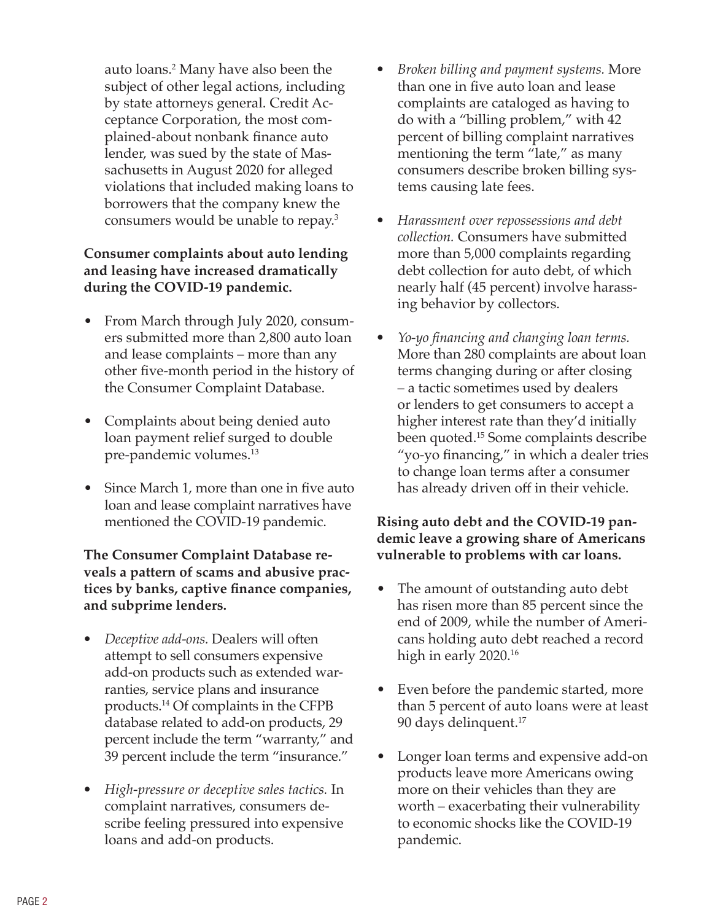auto loans.[2] Many have also been the subject of other legal actions, including by state attorneys general. Credit Acceptance Corporation, the most complained-about nonbank finance auto lender, was sued by the state of Massachusetts in August 2020 for alleged violations that included making loans to borrowers that the company knew the consumers would be unable to repay.[3]

**Consumer complaints about auto lending and leasing have increased dramatically during the COVID-19 pandemic.**

- From March through July 2020, consumers submitted more than 2,800 auto loan and lease complaints – more than any other five-month period in the history of the Consumer Complaint Database.
- Complaints about being denied auto loan payment relief surged to double pre-pandemic volumes.[13]
- Since March 1, more than one in five auto loan and lease complaint narratives have mentioned the COVID-19 pandemic.

**The Consumer Complaint Database reveals a pattern of scams and abusive practices by banks, captive finance companies, and subprime lenders.**

- *Deceptive add-ons.* Dealers will often attempt to sell consumers expensive add-on products such as extended warranties, service plans and insurance products.[14] Of complaints in the CFPB database related to add-on products, 29 percent include the term "warranty," and 39 percent include the term "insurance."
- *High-pressure or deceptive sales tactics.* In complaint narratives, consumers describe feeling pressured into expensive loans and add-on products.
- *Broken billing and payment systems.* More than one in five auto loan and lease complaints are cataloged as having to do with a "billing problem," with 42 percent of billing complaint narratives mentioning the term "late," as many consumers describe broken billing systems causing late fees.
- *Harassment over repossessions and debt collection.* Consumers have submitted more than 5,000 complaints regarding debt collection for auto debt, of which nearly half (45 percent) involve harassing behavior by collectors.
- *Yo-yo financing and changing loan terms.* More than 280 complaints are about loan terms changing during or after closing – a tactic sometimes used by dealers or lenders to get consumers to accept a higher interest rate than they'd initially been quoted.[15] Some complaints describe "yo-yo financing," in which a dealer tries to change loan terms after a consumer has already driven off in their vehicle.

**Rising auto debt and the COVID-19 pandemic leave a growing share of Americans vulnerable to problems with car loans.**

- The amount of outstanding auto debt has risen more than 85 percent since the end of 2009, while the number of Americans holding auto debt reached a record high in early 2020.[16]
- Even before the pandemic started, more than 5 percent of auto loans were at least 90 days delinquent.[17]
- Longer loan terms and expensive add-on products leave more Americans owing more on their vehicles than they are worth – exacerbating their vulnerability to economic shocks like the COVID-19 pandemic.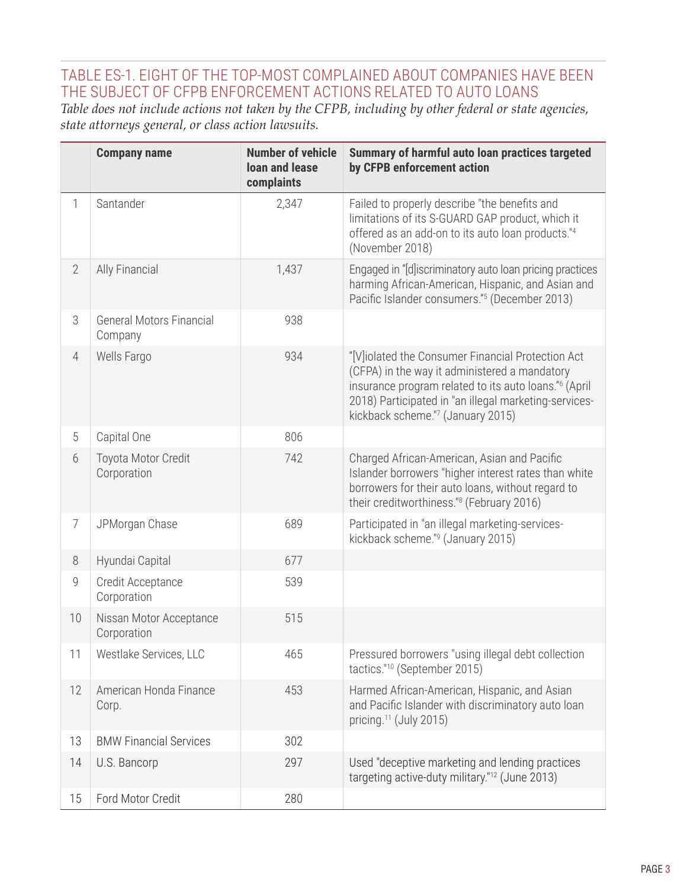## TABLE ES-1. EIGHT OF THE TOP-MOST COMPLAINED ABOUT COMPANIES HAVE BEEN THE SUBJECT OF CFPB ENFORCEMENT ACTIONS RELATED TO AUTO LOANS

*Table does not include actions not taken by the CFPB, including by other federal or state agencies, state attorneys general, or class action lawsuits.*

| | Company name | Number of vehicle loan and lease complaints | Summary of harmful auto loan practices targeted by CFPB enforcement action |
|---|---|---|---|
| 1 | Santander | 2,347 | Failed to properly describe "the benefits and limitations of its S-GUARD GAP product, which it offered as an add-on to its auto loan products."[4] (November 2018) |
| 2 | Ally Financial | 1,437 | Engaged in "[d]iscriminatory auto loan pricing practices harming African-American, Hispanic, and Asian and Pacific Islander consumers."[5] (December 2013) |
| 3 | General Motors Financial Company | 938 | |
| 4 | Wells Fargo | 934 | "[V]iolated the Consumer Financial Protection Act (CFPA) in the way it administered a mandatory insurance program related to its auto loans."[6] (April 2018) Participated in "an illegal marketing-services-kickback scheme."[7] (January 2015) |
| 5 | Capital One | 806 | |
| 6 | Toyota Motor Credit Corporation | 742 | Charged African-American, Asian and Pacific Islander borrowers "higher interest rates than white borrowers for their auto loans, without regard to their creditworthiness."[8] (February 2016) |
| 7 | JPMorgan Chase | 689 | Participated in "an illegal marketing-services-kickback scheme."[9] (January 2015) |
| 8 | Hyundai Capital | 677 | |
| 9 | Credit Acceptance Corporation | 539 | |
| 10 | Nissan Motor Acceptance Corporation | 515 | |
| 11 | Westlake Services, LLC | 465 | Pressured borrowers "using illegal debt collection tactics."[10] (September 2015) |
| 12 | American Honda Finance Corp. | 453 | Harmed African-American, Hispanic, and Asian and Pacific Islander with discriminatory auto loan pricing.[11] (July 2015) |
| 13 | BMW Financial Services | 302 | |
| 14 | U.S. Bancorp | 297 | Used "deceptive marketing and lending practices targeting active-duty military."[12] (June 2013) |
| 15 | Ford Motor Credit | 280 | |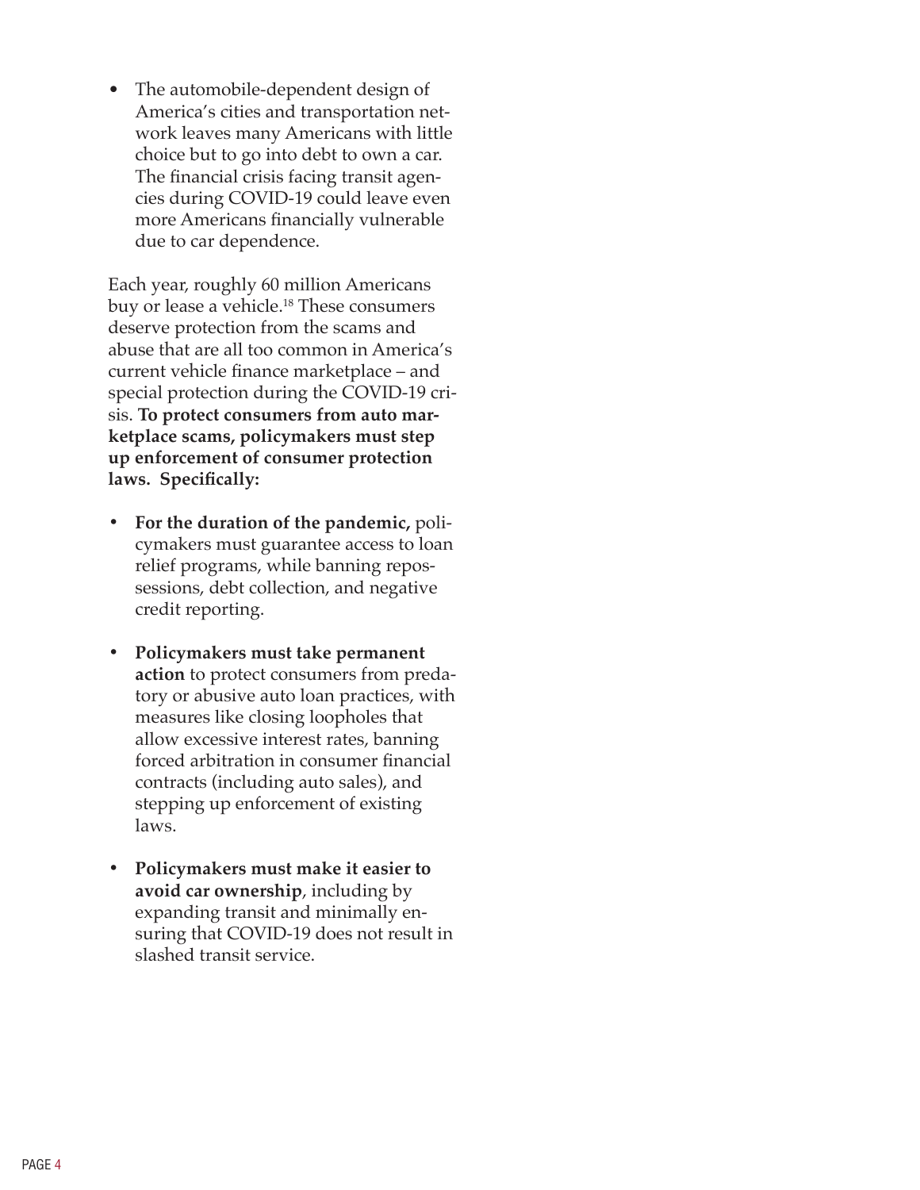- The automobile-dependent design of America's cities and transportation network leaves many Americans with little choice but to go into debt to own a car. The financial crisis facing transit agencies during COVID-19 could leave even more Americans financially vulnerable due to car dependence.

Each year, roughly 60 million Americans buy or lease a vehicle.[18] These consumers deserve protection from the scams and abuse that are all too common in America's current vehicle finance marketplace – and special protection during the COVID-19 crisis. **To protect consumers from auto marketplace scams, policymakers must step up enforcement of consumer protection laws. Specifically:**

- **For the duration of the pandemic,** policymakers must guarantee access to loan relief programs, while banning repossessions, debt collection, and negative credit reporting.
- **Policymakers must take permanent action** to protect consumers from predatory or abusive auto loan practices, with measures like closing loopholes that allow excessive interest rates, banning forced arbitration in consumer financial contracts (including auto sales), and stepping up enforcement of existing laws.
- **Policymakers must make it easier to avoid car ownership**, including by expanding transit and minimally ensuring that COVID-19 does not result in slashed transit service.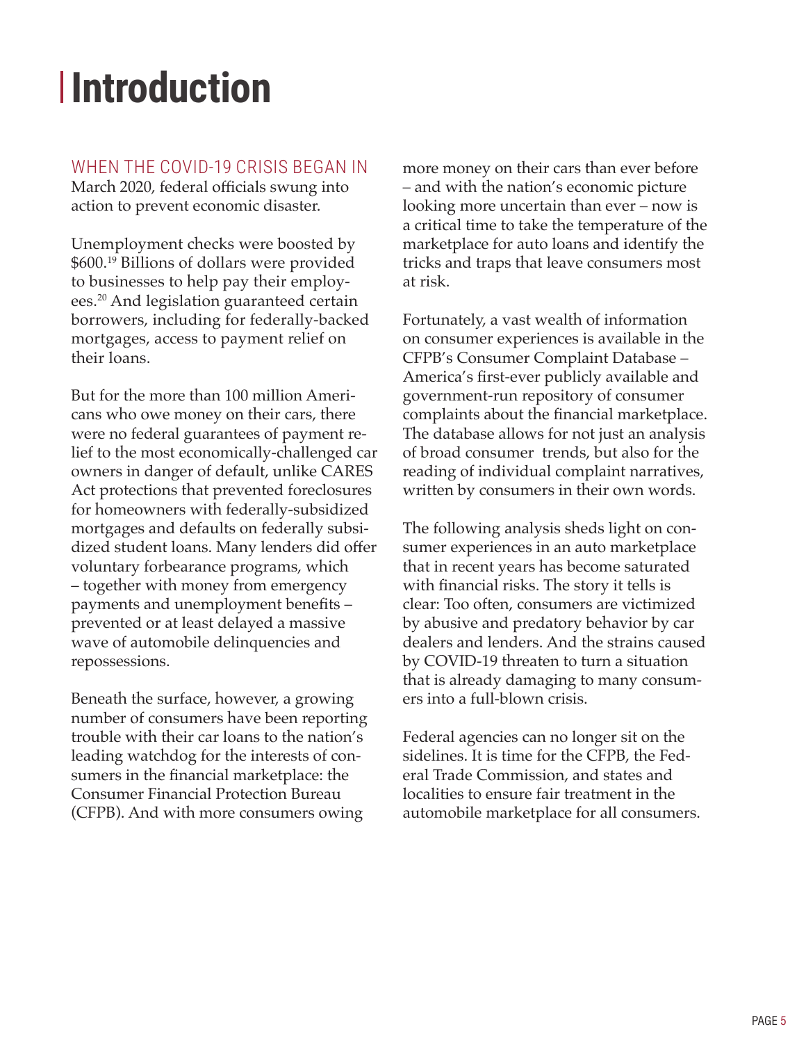# Introduction

WHEN THE COVID-19 CRISIS BEGAN IN March 2020, federal officials swung into action to prevent economic disaster.

Unemployment checks were boosted by $600.[19] Billions of dollars were provided to businesses to help pay their employees.[20] And legislation guaranteed certain borrowers, including for federally-backed mortgages, access to payment relief on their loans.

But for the more than 100 million Americans who owe money on their cars, there were no federal guarantees of payment relief to the most economically-challenged car owners in danger of default, unlike CARES Act protections that prevented foreclosures for homeowners with federally-subsidized mortgages and defaults on federally subsidized student loans. Many lenders did offer voluntary forbearance programs, which – together with money from emergency payments and unemployment benefits – prevented or at least delayed a massive wave of automobile delinquencies and repossessions.

Beneath the surface, however, a growing number of consumers have been reporting trouble with their car loans to the nation's leading watchdog for the interests of consumers in the financial marketplace: the Consumer Financial Protection Bureau (CFPB). And with more consumers owing more money on their cars than ever before – and with the nation's economic picture looking more uncertain than ever – now is a critical time to take the temperature of the marketplace for auto loans and identify the tricks and traps that leave consumers most at risk.

Fortunately, a vast wealth of information on consumer experiences is available in the CFPB's Consumer Complaint Database – America's first-ever publicly available and government-run repository of consumer complaints about the financial marketplace. The database allows for not just an analysis of broad consumer trends, but also for the reading of individual complaint narratives, written by consumers in their own words.

The following analysis sheds light on consumer experiences in an auto marketplace that in recent years has become saturated with financial risks. The story it tells is clear: Too often, consumers are victimized by abusive and predatory behavior by car dealers and lenders. And the strains caused by COVID-19 threaten to turn a situation that is already damaging to many consumers into a full-blown crisis.

Federal agencies can no longer sit on the sidelines. It is time for the CFPB, the Federal Trade Commission, and states and localities to ensure fair treatment in the automobile marketplace for all consumers.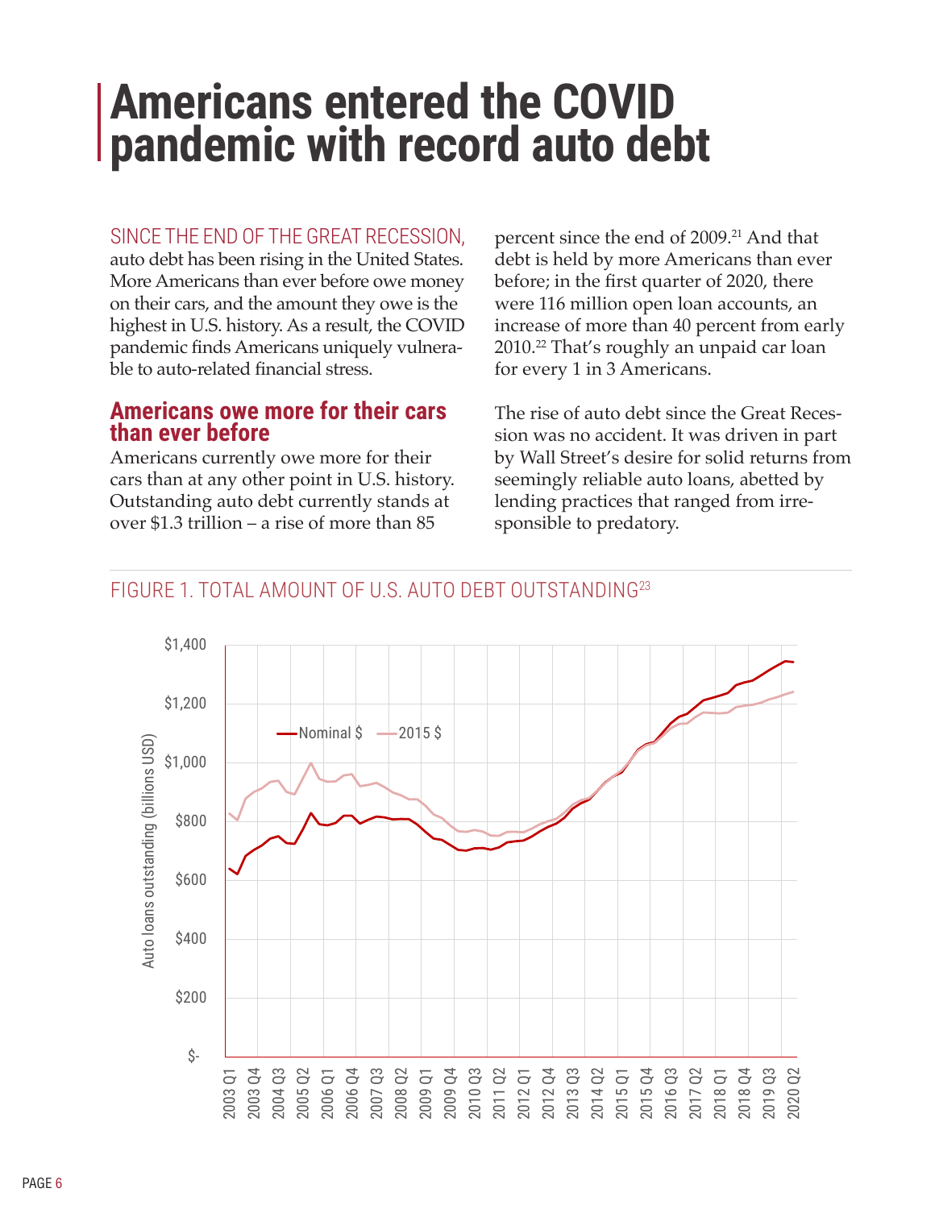# Americans entered the COVID pandemic with record auto debt

SINCE THE END OF THE GREAT RECESSION, auto debt has been rising in the United States. More Americans than ever before owe money on their cars, and the amount they owe is the highest in U.S. history. As a result, the COVID pandemic finds Americans uniquely vulnerable to auto-related financial stress.

## Americans owe more for their cars than ever before

Americans currently owe more for their cars than at any other point in U.S. history. Outstanding auto debt currently stands at over $1.3 trillion – a rise of more than 85 percent since the end of 2009.[21] And that debt is held by more Americans than ever before; in the first quarter of 2020, there were 116 million open loan accounts, an increase of more than 40 percent from early 2010.[22] That's roughly an unpaid car loan for every 1 in 3 Americans.

The rise of auto debt since the Great Recession was no accident. It was driven in part by Wall Street's desire for solid returns from seemingly reliable auto loans, abetted by lending practices that ranged from irresponsible to predatory.

FIGURE 1. TOTAL AMOUNT OF U.S. AUTO DEBT OUTSTANDING[23]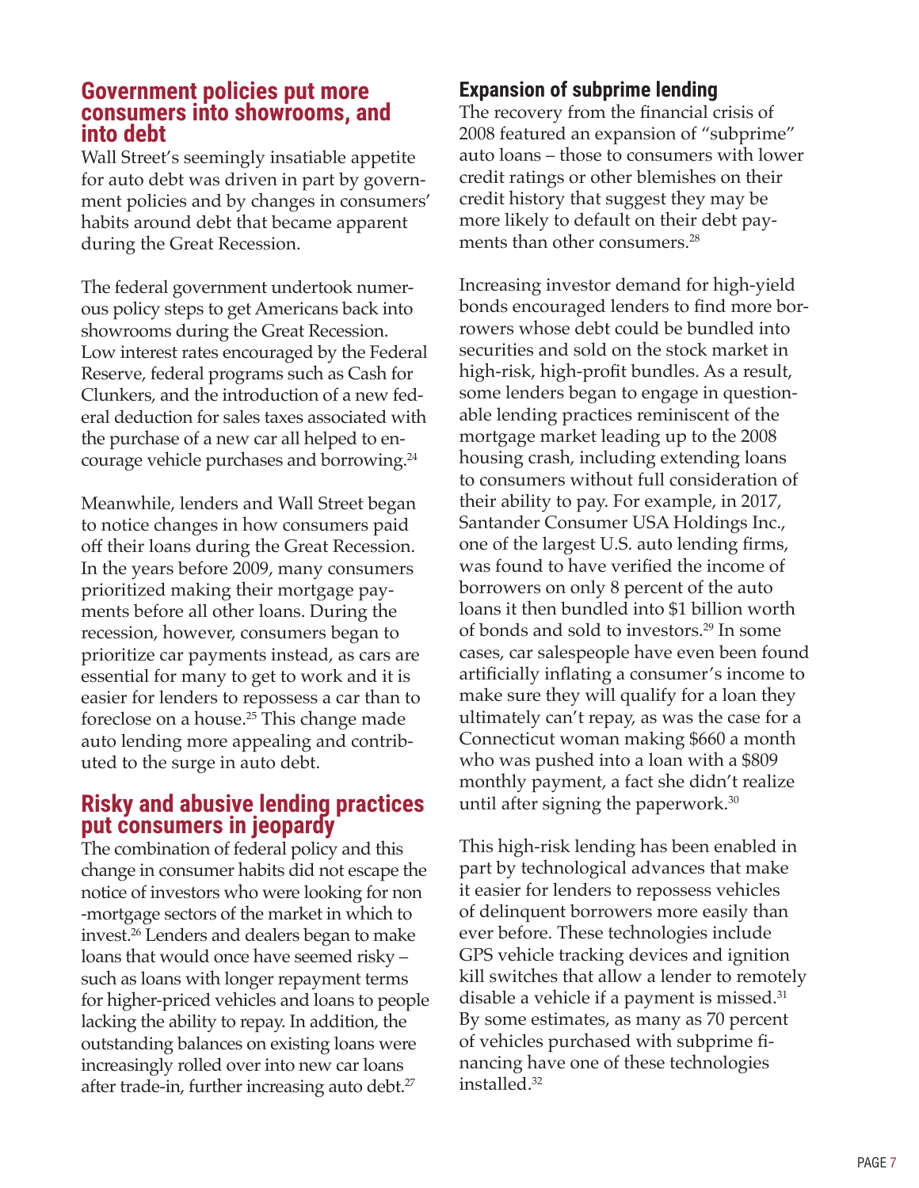## Government policies put more consumers into showrooms, and into debt

Wall Street's seemingly insatiable appetite for auto debt was driven in part by government policies and by changes in consumers' habits around debt that became apparent during the Great Recession.

The federal government undertook numerous policy steps to get Americans back into showrooms during the Great Recession. Low interest rates encouraged by the Federal Reserve, federal programs such as Cash for Clunkers, and the introduction of a new federal deduction for sales taxes associated with the purchase of a new car all helped to encourage vehicle purchases and borrowing.[24]

Meanwhile, lenders and Wall Street began to notice changes in how consumers paid off their loans during the Great Recession. In the years before 2009, many consumers prioritized making their mortgage payments before all other loans. During the recession, however, consumers began to prioritize car payments instead, as cars are essential for many to get to work and it is easier for lenders to repossess a car than to foreclose on a house.[25] This change made auto lending more appealing and contributed to the surge in auto debt.

## Risky and abusive lending practices put consumers in jeopardy

The combination of federal policy and this change in consumer habits did not escape the notice of investors who were looking for non-mortgage sectors of the market in which to invest.[26] Lenders and dealers began to make loans that would once have seemed risky – such as loans with longer repayment terms for higher-priced vehicles and loans to people lacking the ability to repay. In addition, the outstanding balances on existing loans were increasingly rolled over into new car loans after trade-in, further increasing auto debt.[27]

### Expansion of subprime lending

The recovery from the financial crisis of 2008 featured an expansion of "subprime" auto loans – those to consumers with lower credit ratings or other blemishes on their credit history that suggest they may be more likely to default on their debt payments than other consumers.[28]

Increasing investor demand for high-yield bonds encouraged lenders to find more borrowers whose debt could be bundled into securities and sold on the stock market in high-risk, high-profit bundles. As a result, some lenders began to engage in questionable lending practices reminiscent of the mortgage market leading up to the 2008 housing crash, including extending loans to consumers without full consideration of their ability to pay. For example, in 2017, Santander Consumer USA Holdings Inc., one of the largest U.S. auto lending firms, was found to have verified the income of borrowers on only 8 percent of the auto loans it then bundled into $1 billion worth of bonds and sold to investors.[29] In some cases, car salespeople have even been found artificially inflating a consumer's income to make sure they will qualify for a loan they ultimately can't repay, as was the case for a Connecticut woman making $660 a month who was pushed into a loan with a $809 monthly payment, a fact she didn't realize until after signing the paperwork.[30]

This high-risk lending has been enabled in part by technological advances that make it easier for lenders to repossess vehicles of delinquent borrowers more easily than ever before. These technologies include GPS vehicle tracking devices and ignition kill switches that allow a lender to remotely disable a vehicle if a payment is missed.[31] By some estimates, as many as 70 percent of vehicles purchased with subprime financing have one of these technologies installed.[32]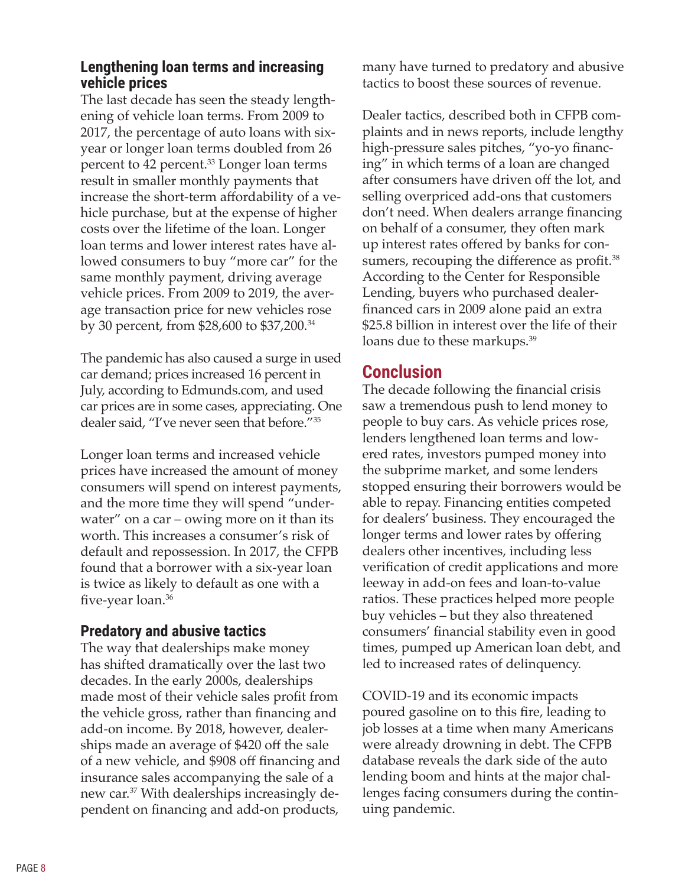### Lengthening loan terms and increasing vehicle prices

The last decade has seen the steady lengthening of vehicle loan terms. From 2009 to 2017, the percentage of auto loans with six-year or longer loan terms doubled from 26 percent to 42 percent.[33] Longer loan terms result in smaller monthly payments that increase the short-term affordability of a vehicle purchase, but at the expense of higher costs over the lifetime of the loan. Longer loan terms and lower interest rates have allowed consumers to buy "more car" for the same monthly payment, driving average vehicle prices. From 2009 to 2019, the average transaction price for new vehicles rose by 30 percent, from $28,600 to $37,200.[34]

The pandemic has also caused a surge in used car demand; prices increased 16 percent in July, according to Edmunds.com, and used car prices are in some cases, appreciating. One dealer said, "I've never seen that before."[35]

Longer loan terms and increased vehicle prices have increased the amount of money consumers will spend on interest payments, and the more time they will spend "underwater" on a car – owing more on it than its worth. This increases a consumer's risk of default and repossession. In 2017, the CFPB found that a borrower with a six-year loan is twice as likely to default as one with a five-year loan.[36]

### Predatory and abusive tactics

The way that dealerships make money has shifted dramatically over the last two decades. In the early 2000s, dealerships made most of their vehicle sales profit from the vehicle gross, rather than financing and add-on income. By 2018, however, dealerships made an average of $420 off the sale of a new vehicle, and $908 off financing and insurance sales accompanying the sale of a new car.[37] With dealerships increasingly dependent on financing and add-on products, many have turned to predatory and abusive tactics to boost these sources of revenue.

Dealer tactics, described both in CFPB complaints and in news reports, include lengthy high-pressure sales pitches, "yo-yo financing" in which terms of a loan are changed after consumers have driven off the lot, and selling overpriced add-ons that customers don't need. When dealers arrange financing on behalf of a consumer, they often mark up interest rates offered by banks for consumers, recouping the difference as profit.[38] According to the Center for Responsible Lending, buyers who purchased dealer-financed cars in 2009 alone paid an extra $25.8 billion in interest over the life of their loans due to these markups.[39]

## Conclusion

The decade following the financial crisis saw a tremendous push to lend money to people to buy cars. As vehicle prices rose, lenders lengthened loan terms and lowered rates, investors pumped money into the subprime market, and some lenders stopped ensuring their borrowers would be able to repay. Financing entities competed for dealers' business. They encouraged the longer terms and lower rates by offering dealers other incentives, including less verification of credit applications and more leeway in add-on fees and loan-to-value ratios. These practices helped more people buy vehicles – but they also threatened consumers' financial stability even in good times, pumped up American loan debt, and led to increased rates of delinquency.

COVID-19 and its economic impacts poured gasoline on to this fire, leading to job losses at a time when many Americans were already drowning in debt. The CFPB database reveals the dark side of the auto lending boom and hints at the major challenges facing consumers during the continuing pandemic.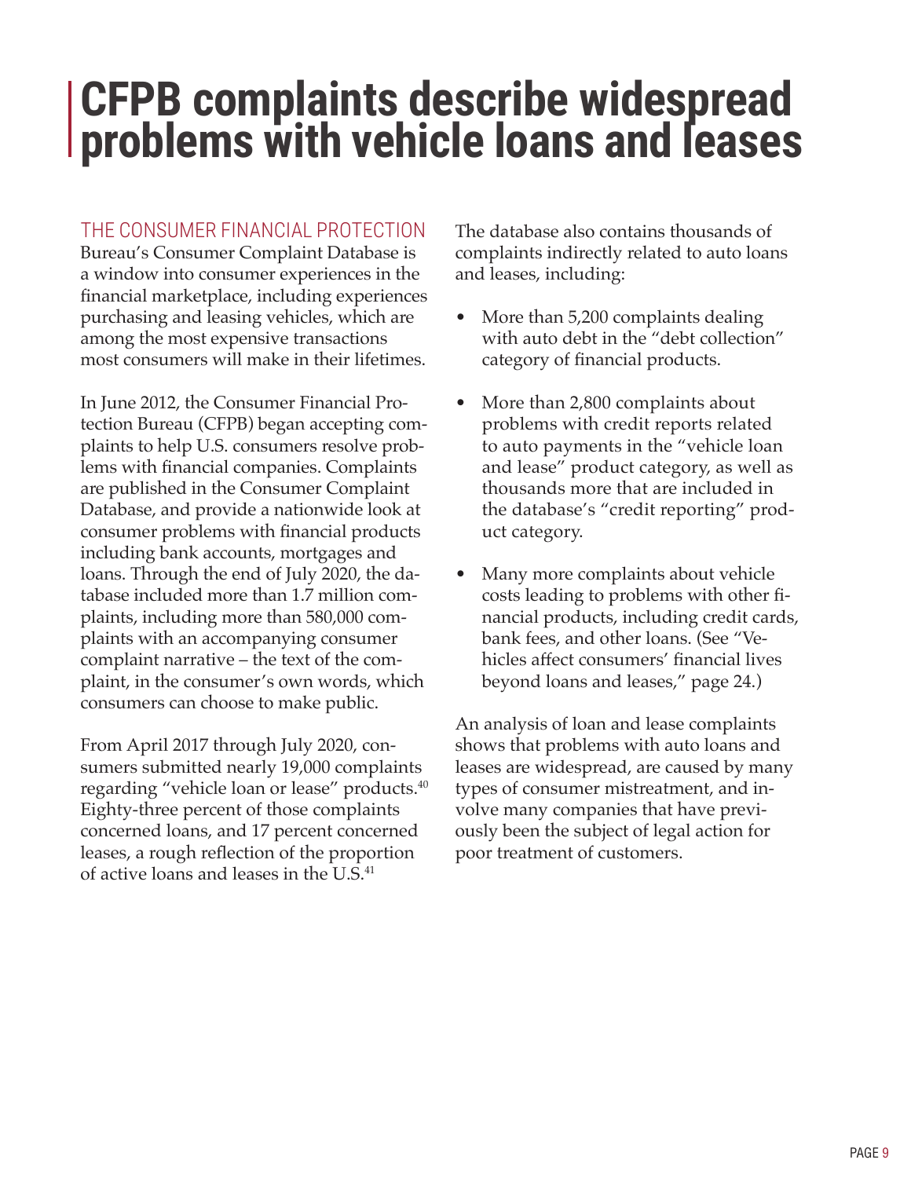# CFPB complaints describe widespread problems with vehicle loans and leases

THE CONSUMER FINANCIAL PROTECTION Bureau's Consumer Complaint Database is a window into consumer experiences in the financial marketplace, including experiences purchasing and leasing vehicles, which are among the most expensive transactions most consumers will make in their lifetimes.

In June 2012, the Consumer Financial Protection Bureau (CFPB) began accepting complaints to help U.S. consumers resolve problems with financial companies. Complaints are published in the Consumer Complaint Database, and provide a nationwide look at consumer problems with financial products including bank accounts, mortgages and loans. Through the end of July 2020, the database included more than 1.7 million complaints, including more than 580,000 complaints with an accompanying consumer complaint narrative – the text of the complaint, in the consumer's own words, which consumers can choose to make public.

From April 2017 through July 2020, consumers submitted nearly 19,000 complaints regarding "vehicle loan or lease" products.[40] Eighty-three percent of those complaints concerned loans, and 17 percent concerned leases, a rough reflection of the proportion of active loans and leases in the U.S.[41]

The database also contains thousands of complaints indirectly related to auto loans and leases, including:

- More than 5,200 complaints dealing with auto debt in the "debt collection" category of financial products.
- More than 2,800 complaints about problems with credit reports related to auto payments in the "vehicle loan and lease" product category, as well as thousands more that are included in the database's "credit reporting" product category.
- Many more complaints about vehicle costs leading to problems with other financial products, including credit cards, bank fees, and other loans. (See "Vehicles affect consumers' financial lives beyond loans and leases," page 24.)

An analysis of loan and lease complaints shows that problems with auto loans and leases are widespread, are caused by many types of consumer mistreatment, and involve many companies that have previously been the subject of legal action for poor treatment of customers.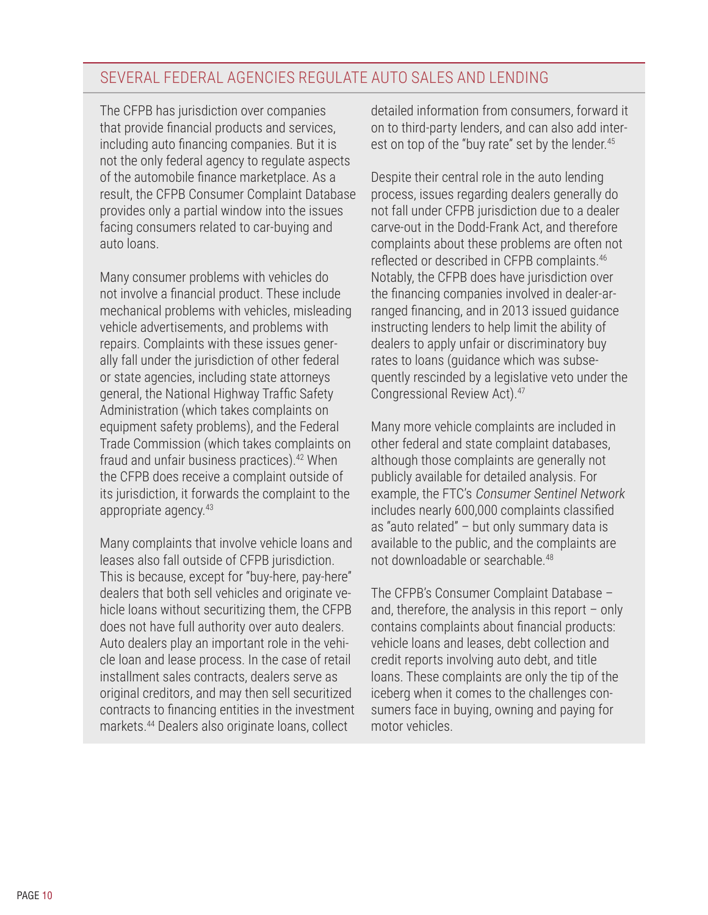## SEVERAL FEDERAL AGENCIES REGULATE AUTO SALES AND LENDING

The CFPB has jurisdiction over companies that provide financial products and services, including auto financing companies. But it is not the only federal agency to regulate aspects of the automobile finance marketplace. As a result, the CFPB Consumer Complaint Database provides only a partial window into the issues facing consumers related to car-buying and auto loans.

Many consumer problems with vehicles do not involve a financial product. These include mechanical problems with vehicles, misleading vehicle advertisements, and problems with repairs. Complaints with these issues generally fall under the jurisdiction of other federal or state agencies, including state attorneys general, the National Highway Traffic Safety Administration (which takes complaints on equipment safety problems), and the Federal Trade Commission (which takes complaints on fraud and unfair business practices).[42] When the CFPB does receive a complaint outside of its jurisdiction, it forwards the complaint to the appropriate agency.[43]

Many complaints that involve vehicle loans and leases also fall outside of CFPB jurisdiction. This is because, except for "buy-here, pay-here" dealers that both sell vehicles and originate vehicle loans without securitizing them, the CFPB does not have full authority over auto dealers. Auto dealers play an important role in the vehicle loan and lease process. In the case of retail installment sales contracts, dealers serve as original creditors, and may then sell securitized contracts to financing entities in the investment markets.[44] Dealers also originate loans, collect detailed information from consumers, forward it on to third-party lenders, and can also add interest on top of the "buy rate" set by the lender.[45]

Despite their central role in the auto lending process, issues regarding dealers generally do not fall under CFPB jurisdiction due to a dealer carve-out in the Dodd-Frank Act, and therefore complaints about these problems are often not reflected or described in CFPB complaints.[46] Notably, the CFPB does have jurisdiction over the financing companies involved in dealer-arranged financing, and in 2013 issued guidance instructing lenders to help limit the ability of dealers to apply unfair or discriminatory buy rates to loans (guidance which was subsequently rescinded by a legislative veto under the Congressional Review Act).[47]

Many more vehicle complaints are included in other federal and state complaint databases, although those complaints are generally not publicly available for detailed analysis. For example, the FTC's *Consumer Sentinel Network* includes nearly 600,000 complaints classified as "auto related" – but only summary data is available to the public, and the complaints are not downloadable or searchable.[48]

The CFPB's Consumer Complaint Database – and, therefore, the analysis in this report – only contains complaints about financial products: vehicle loans and leases, debt collection and credit reports involving auto debt, and title loans. These complaints are only the tip of the iceberg when it comes to the challenges consumers face in buying, owning and paying for motor vehicles.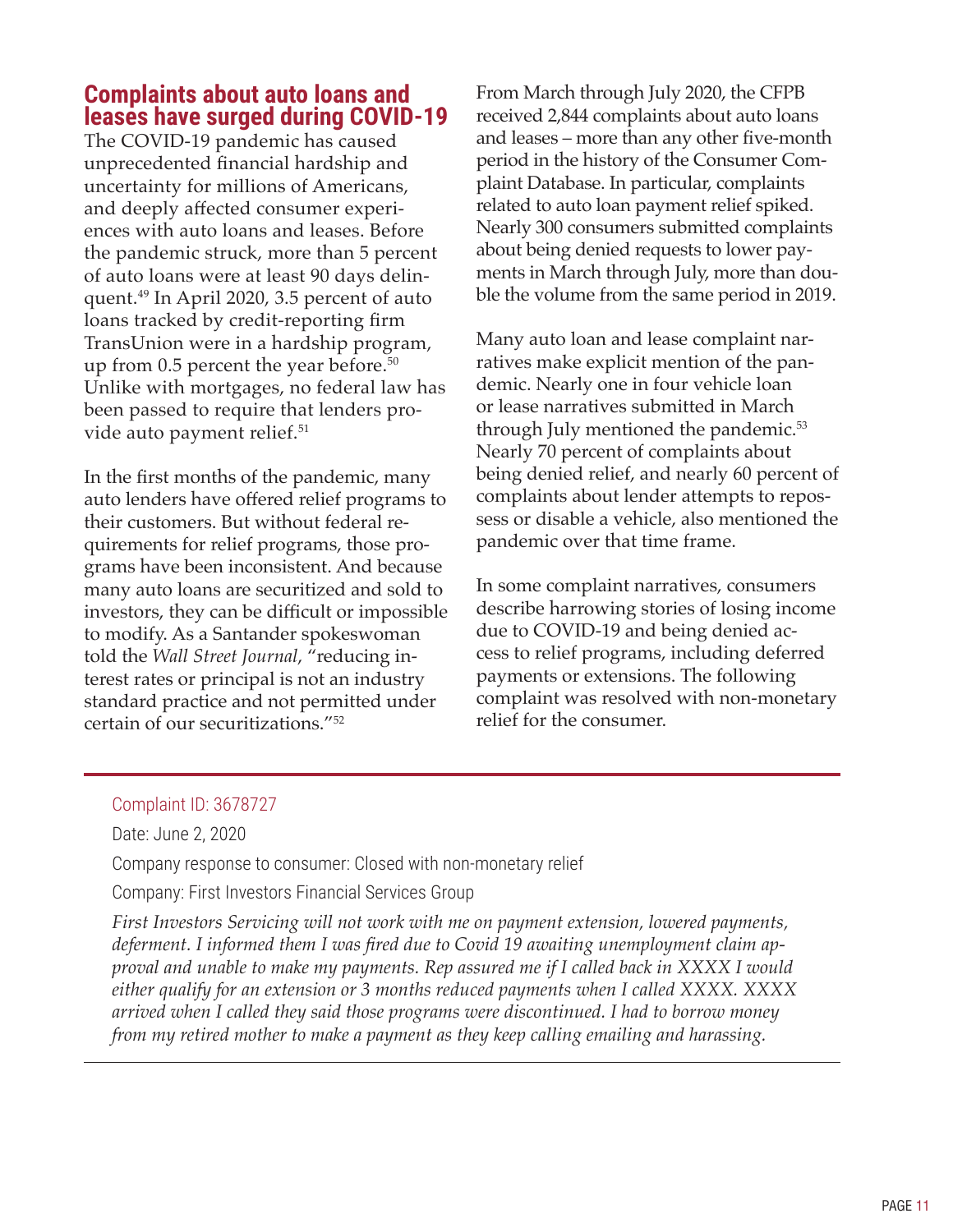## Complaints about auto loans and leases have surged during COVID-19

The COVID-19 pandemic has caused unprecedented financial hardship and uncertainty for millions of Americans, and deeply affected consumer experiences with auto loans and leases. Before the pandemic struck, more than 5 percent of auto loans were at least 90 days delinquent.[49] In April 2020, 3.5 percent of auto loans tracked by credit-reporting firm TransUnion were in a hardship program, up from 0.5 percent the year before.[50] Unlike with mortgages, no federal law has been passed to require that lenders provide auto payment relief.[51]

In the first months of the pandemic, many auto lenders have offered relief programs to their customers. But without federal requirements for relief programs, those programs have been inconsistent. And because many auto loans are securitized and sold to investors, they can be difficult or impossible to modify. As a Santander spokeswoman told the *Wall Street Journal*, "reducing interest rates or principal is not an industry standard practice and not permitted under certain of our securitizations."[52]

From March through July 2020, the CFPB received 2,844 complaints about auto loans and leases – more than any other five-month period in the history of the Consumer Complaint Database. In particular, complaints related to auto loan payment relief spiked. Nearly 300 consumers submitted complaints about being denied requests to lower payments in March through July, more than double the volume from the same period in 2019.

Many auto loan and lease complaint narratives make explicit mention of the pandemic. Nearly one in four vehicle loan or lease narratives submitted in March through July mentioned the pandemic.[53] Nearly 70 percent of complaints about being denied relief, and nearly 60 percent of complaints about lender attempts to repossess or disable a vehicle, also mentioned the pandemic over that time frame.

In some complaint narratives, consumers describe harrowing stories of losing income due to COVID-19 and being denied access to relief programs, including deferred payments or extensions. The following complaint was resolved with non-monetary relief for the consumer.

---

Complaint ID: 3678727

Date: June 2, 2020

Company response to consumer: Closed with non-monetary relief

Company: First Investors Financial Services Group

*First Investors Servicing will not work with me on payment extension, lowered payments, deferment. I informed them I was fired due to Covid 19 awaiting unemployment claim approval and unable to make my payments. Rep assured me if I called back in XXXX I would either qualify for an extension or 3 months reduced payments when I called XXXX. XXXX arrived when I called they said those programs were discontinued. I had to borrow money from my retired mother to make a payment as they keep calling emailing and harassing.*

---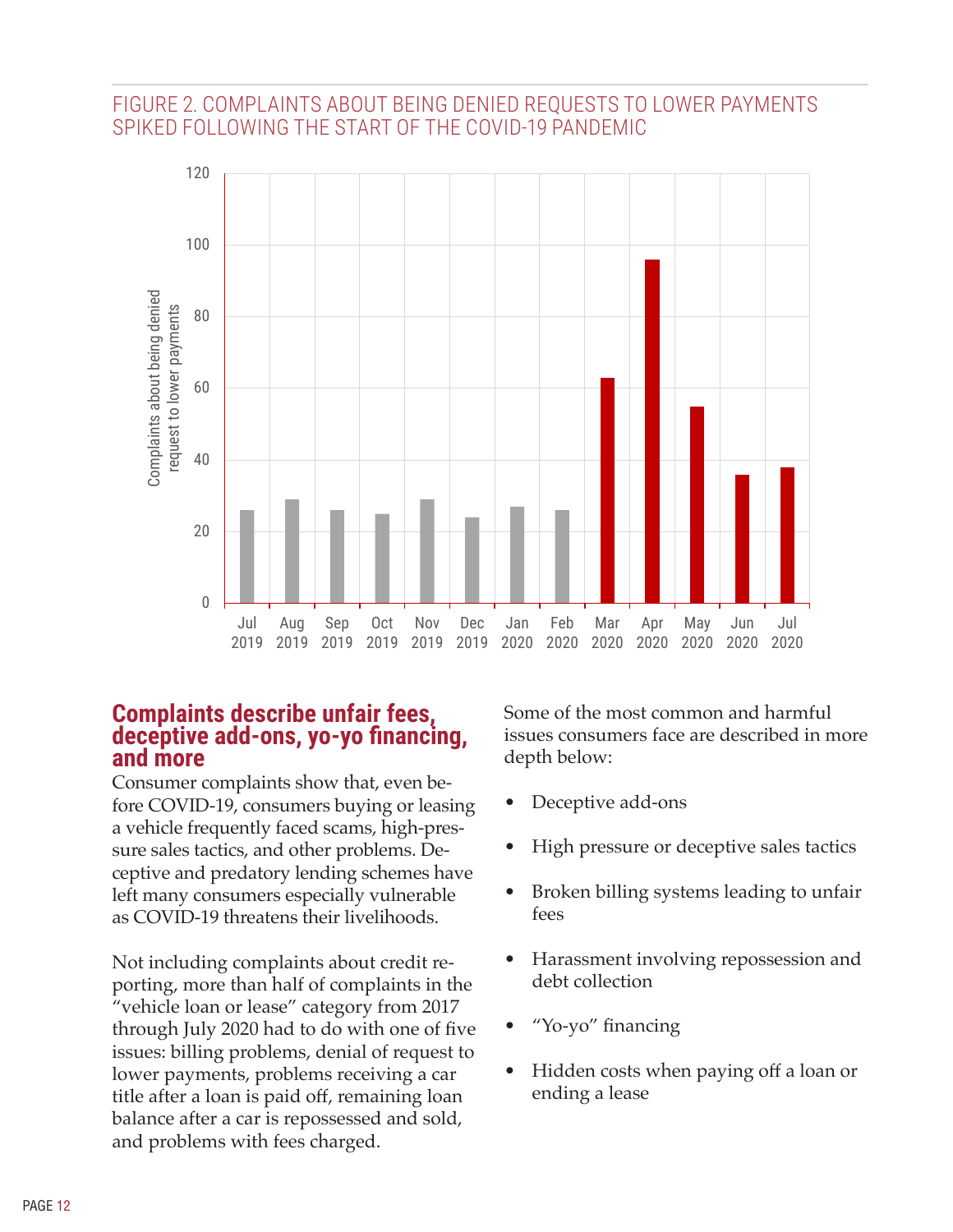FIGURE 2. COMPLAINTS ABOUT BEING DENIED REQUESTS TO LOWER PAYMENTS SPIKED FOLLOWING THE START OF THE COVID-19 PANDEMIC

## Complaints describe unfair fees, deceptive add-ons, yo-yo financing, and more

Consumer complaints show that, even before COVID-19, consumers buying or leasing a vehicle frequently faced scams, high-pressure sales tactics, and other problems. Deceptive and predatory lending schemes have left many consumers especially vulnerable as COVID-19 threatens their livelihoods.

Not including complaints about credit reporting, more than half of complaints in the "vehicle loan or lease" category from 2017 through July 2020 had to do with one of five issues: billing problems, denial of request to lower payments, problems receiving a car title after a loan is paid off, remaining loan balance after a car is repossessed and sold, and problems with fees charged.

Some of the most common and harmful issues consumers face are described in more depth below:

- Deceptive add-ons
- High pressure or deceptive sales tactics
- Broken billing systems leading to unfair fees
- Harassment involving repossession and debt collection
- "Yo-yo" financing
- Hidden costs when paying off a loan or ending a lease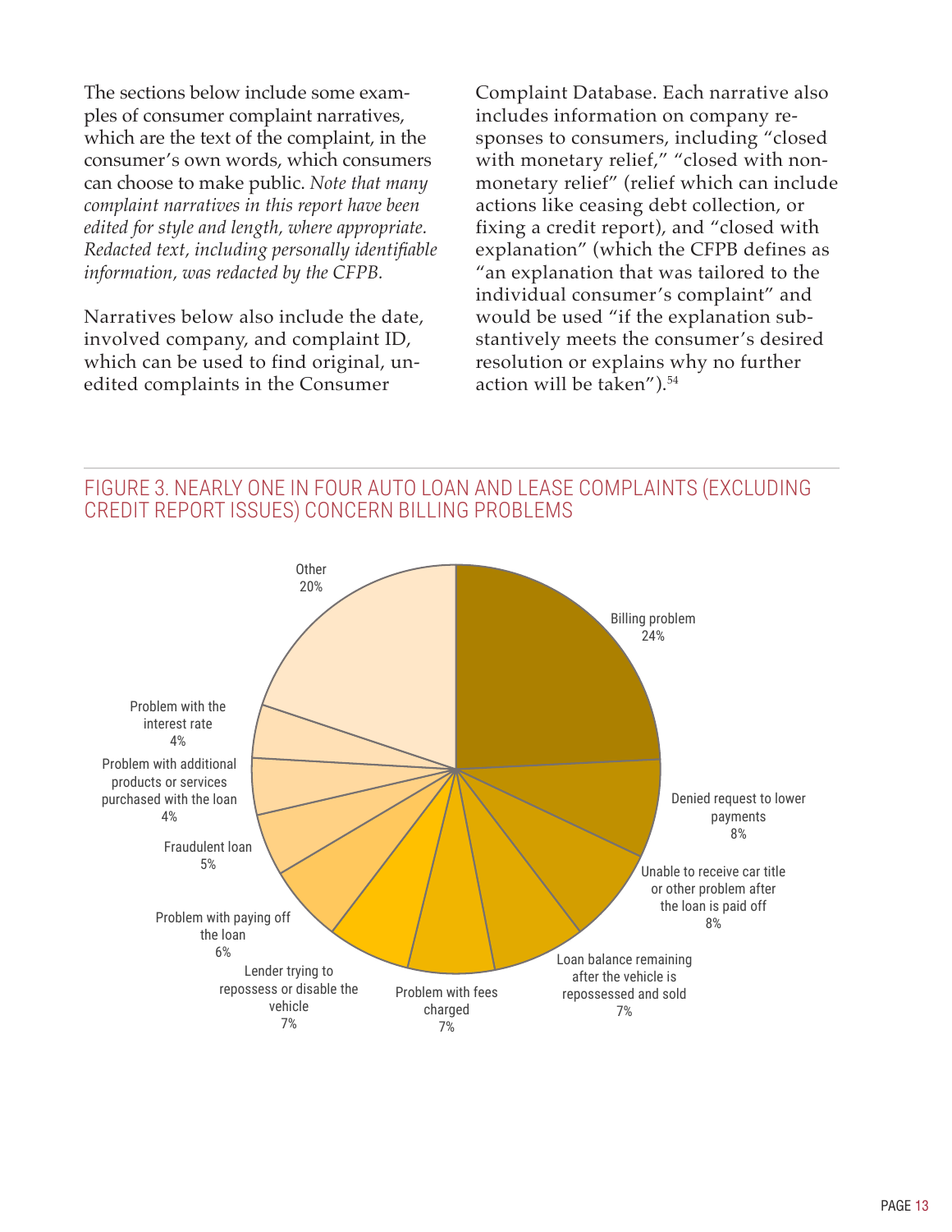The sections below include some examples of consumer complaint narratives, which are the text of the complaint, in the consumer's own words, which consumers can choose to make public. *Note that many complaint narratives in this report have been edited for style and length, where appropriate. Redacted text, including personally identifiable information, was redacted by the CFPB.*

Narratives below also include the date, involved company, and complaint ID, which can be used to find original, unedited complaints in the Consumer Complaint Database. Each narrative also includes information on company responses to consumers, including "closed with monetary relief," "closed with non-monetary relief" (relief which can include actions like ceasing debt collection, or fixing a credit report), and "closed with explanation" (which the CFPB defines as "an explanation that was tailored to the individual consumer's complaint" and would be used "if the explanation substantively meets the consumer's desired resolution or explains why no further action will be taken").[54]

## FIGURE 3. NEARLY ONE IN FOUR AUTO LOAN AND LEASE COMPLAINTS (EXCLUDING CREDIT REPORT ISSUES) CONCERN BILLING PROBLEMS

| Issue | Share |
| --- | --- |
| Billing problem | 24% |
| Denied request to lower payments | 8% |
| Unable to receive car title or other problem after the loan is paid off | 8% |
| Loan balance remaining after the vehicle is repossessed and sold | 7% |
| Problem with fees charged | 7% |
| Lender trying to repossess or disable the vehicle | 7% |
| Problem with paying off the loan | 6% |
| Fraudulent loan | 5% |
| Problem with additional products or services purchased with the loan | 4% |
| Problem with the interest rate | 4% |
| Other | 20% |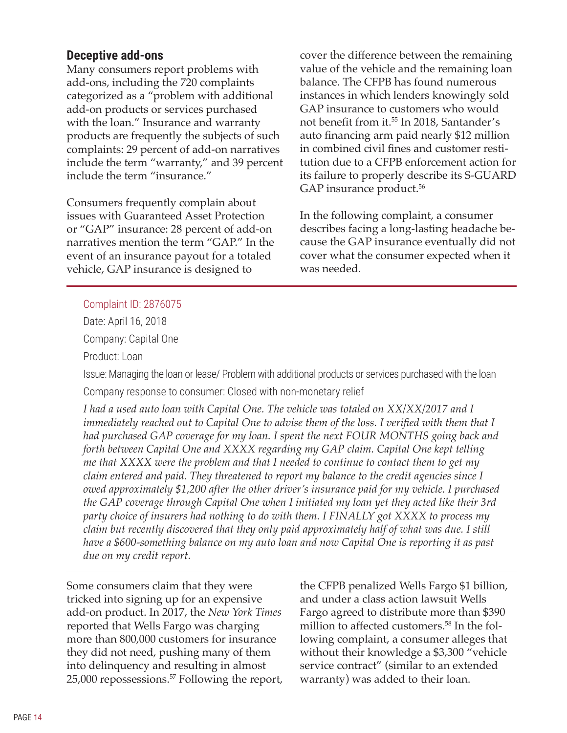## Deceptive add-ons

Many consumers report problems with add-ons, including the 720 complaints categorized as a "problem with additional add-on products or services purchased with the loan." Insurance and warranty products are frequently the subjects of such complaints: 29 percent of add-on narratives include the term "warranty," and 39 percent include the term "insurance."

Consumers frequently complain about issues with Guaranteed Asset Protection or "GAP" insurance: 28 percent of add-on narratives mention the term "GAP." In the event of an insurance payout for a totaled vehicle, GAP insurance is designed to cover the difference between the remaining value of the vehicle and the remaining loan balance. The CFPB has found numerous instances in which lenders knowingly sold GAP insurance to customers who would not benefit from it.[55] In 2018, Santander's auto financing arm paid nearly $12 million in combined civil fines and customer restitution due to a CFPB enforcement action for its failure to properly describe its S-GUARD GAP insurance product.[56]

In the following complaint, a consumer describes facing a long-lasting headache because the GAP insurance eventually did not cover what the consumer expected when it was needed.

---

Complaint ID: 2876075

Date: April 16, 2018

Company: Capital One

Product: Loan

Issue: Managing the loan or lease/ Problem with additional products or services purchased with the loan

Company response to consumer: Closed with non-monetary relief

*I had a used auto loan with Capital One. The vehicle was totaled on XX/XX/2017 and I immediately reached out to Capital One to advise them of the loss. I verified with them that I had purchased GAP coverage for my loan. I spent the next FOUR MONTHS going back and forth between Capital One and XXXX regarding my GAP claim. Capital One kept telling me that XXXX were the problem and that I needed to continue to contact them to get my claim entered and paid. They threatened to report my balance to the credit agencies since I owed approximately $1,200 after the other driver's insurance paid for my vehicle. I purchased the GAP coverage through Capital One when I initiated my loan yet they acted like their 3rd party choice of insurers had nothing to do with them. I FINALLY got XXXX to process my claim but recently discovered that they only paid approximately half of what was due. I still have a $600-something balance on my auto loan and now Capital One is reporting it as past due on my credit report.*

---

Some consumers claim that they were tricked into signing up for an expensive add-on product. In 2017, the *New York Times* reported that Wells Fargo was charging more than 800,000 customers for insurance they did not need, pushing many of them into delinquency and resulting in almost 25,000 repossessions.[57] Following the report, the CFPB penalized Wells Fargo $1 billion, and under a class action lawsuit Wells Fargo agreed to distribute more than $390 million to affected customers.[58] In the following complaint, a consumer alleges that without their knowledge a $3,300 "vehicle service contract" (similar to an extended warranty) was added to their loan.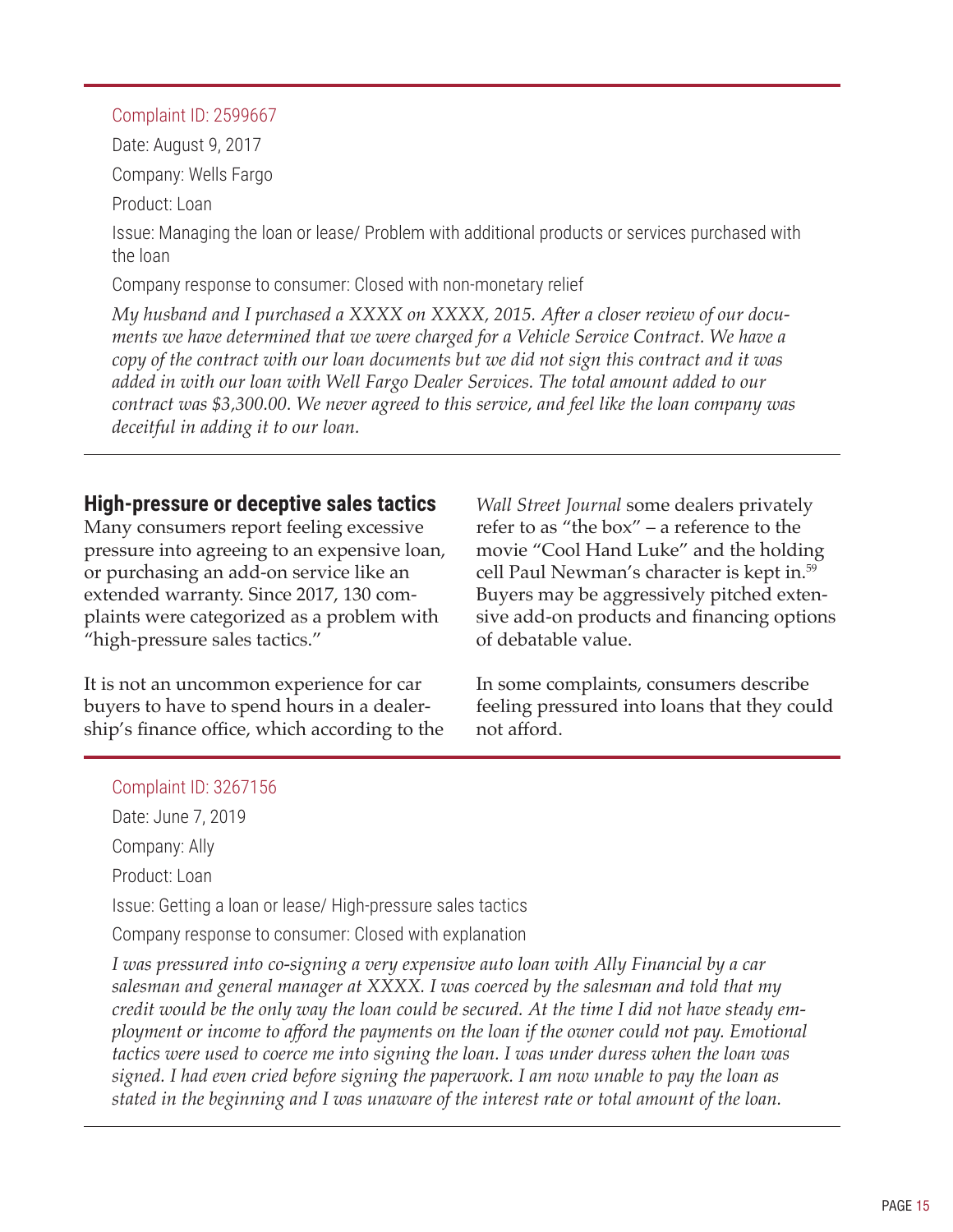Complaint ID: 2599667

Date: August 9, 2017

Company: Wells Fargo

Product: Loan

Issue: Managing the loan or lease/ Problem with additional products or services purchased with the loan

Company response to consumer: Closed with non-monetary relief

*My husband and I purchased a XXXX on XXXX, 2015. After a closer review of our documents we have determined that we were charged for a Vehicle Service Contract. We have a copy of the contract with our loan documents but we did not sign this contract and it was added in with our loan with Well Fargo Dealer Services. The total amount added to our contract was $3,300.00. We never agreed to this service, and feel like the loan company was deceitful in adding it to our loan.*

## High-pressure or deceptive sales tactics

Many consumers report feeling excessive pressure into agreeing to an expensive loan, or purchasing an add-on service like an extended warranty. Since 2017, 130 complaints were categorized as a problem with "high-pressure sales tactics."

It is not an uncommon experience for car buyers to have to spend hours in a dealership's finance office, which according to the *Wall Street Journal* some dealers privately refer to as "the box" – a reference to the movie "Cool Hand Luke" and the holding cell Paul Newman's character is kept in.[59] Buyers may be aggressively pitched extensive add-on products and financing options of debatable value.

In some complaints, consumers describe feeling pressured into loans that they could not afford.

Complaint ID: 3267156

Date: June 7, 2019

Company: Ally

Product: Loan

Issue: Getting a loan or lease/ High-pressure sales tactics

Company response to consumer: Closed with explanation

*I was pressured into co-signing a very expensive auto loan with Ally Financial by a car salesman and general manager at XXXX. I was coerced by the salesman and told that my credit would be the only way the loan could be secured. At the time I did not have steady employment or income to afford the payments on the loan if the owner could not pay. Emotional tactics were used to coerce me into signing the loan. I was under duress when the loan was signed. I had even cried before signing the paperwork. I am now unable to pay the loan as stated in the beginning and I was unaware of the interest rate or total amount of the loan.*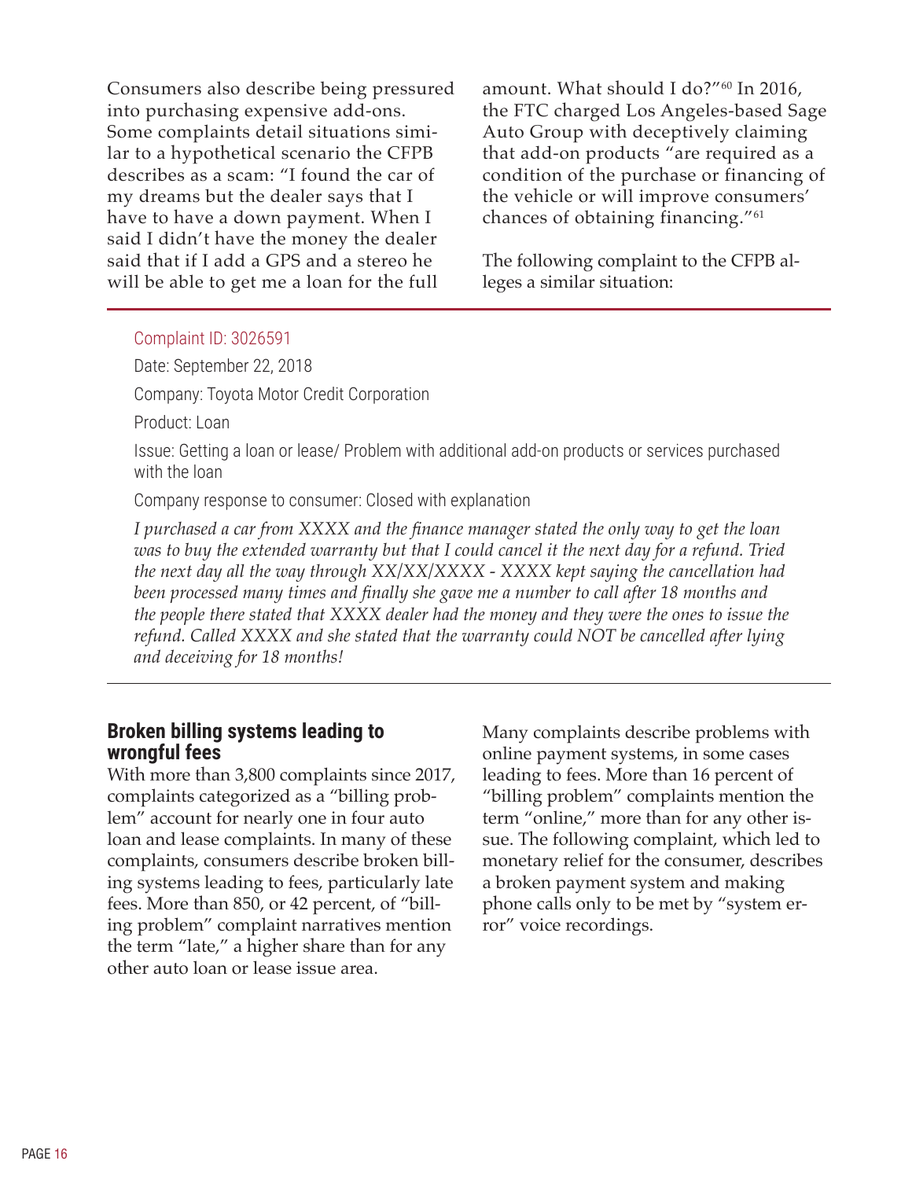Consumers also describe being pressured into purchasing expensive add-ons. Some complaints detail situations similar to a hypothetical scenario the CFPB describes as a scam: "I found the car of my dreams but the dealer says that I have to have a down payment. When I said I didn't have the money the dealer said that if I add a GPS and a stereo he will be able to get me a loan for the full amount. What should I do?"[60] In 2016, the FTC charged Los Angeles-based Sage Auto Group with deceptively claiming that add-on products "are required as a condition of the purchase or financing of the vehicle or will improve consumers' chances of obtaining financing."[61]

The following complaint to the CFPB alleges a similar situation:

---

Complaint ID: 3026591

Date: September 22, 2018

Company: Toyota Motor Credit Corporation

Product: Loan

Issue: Getting a loan or lease/ Problem with additional add-on products or services purchased with the loan

Company response to consumer: Closed with explanation

*I purchased a car from XXXX and the finance manager stated the only way to get the loan was to buy the extended warranty but that I could cancel it the next day for a refund. Tried the next day all the way through XX/XX/XXXX - XXXX kept saying the cancellation had been processed many times and finally she gave me a number to call after 18 months and the people there stated that XXXX dealer had the money and they were the ones to issue the refund. Called XXXX and she stated that the warranty could NOT be cancelled after lying and deceiving for 18 months!*

---

## Broken billing systems leading to wrongful fees

With more than 3,800 complaints since 2017, complaints categorized as a "billing problem" account for nearly one in four auto loan and lease complaints. In many of these complaints, consumers describe broken billing systems leading to fees, particularly late fees. More than 850, or 42 percent, of "billing problem" complaint narratives mention the term "late," a higher share than for any other auto loan or lease issue area.

Many complaints describe problems with online payment systems, in some cases leading to fees. More than 16 percent of "billing problem" complaints mention the term "online," more than for any other issue. The following complaint, which led to monetary relief for the consumer, describes a broken payment system and making phone calls only to be met by "system error" voice recordings.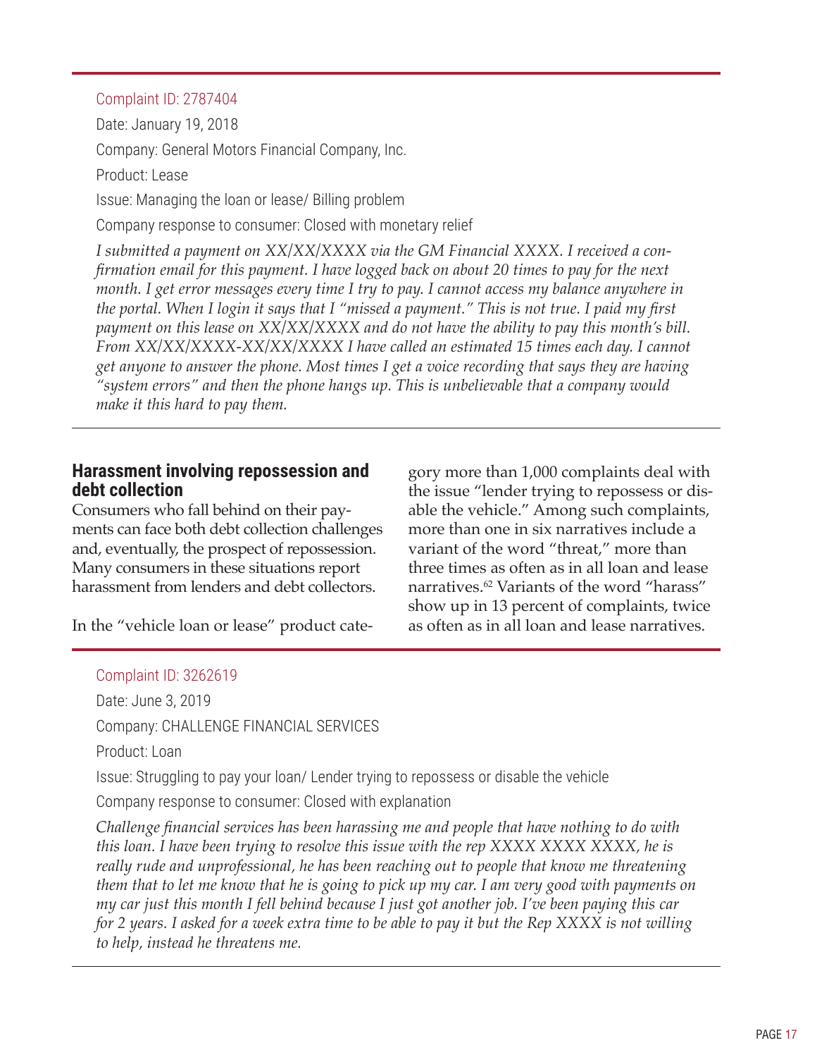Complaint ID: 2787404

Date: January 19, 2018

Company: General Motors Financial Company, Inc.

Product: Lease

Issue: Managing the loan or lease/ Billing problem

Company response to consumer: Closed with monetary relief

*I submitted a payment on XX/XX/XXXX via the GM Financial XXXX. I received a confirmation email for this payment. I have logged back on about 20 times to pay for the next month. I get error messages every time I try to pay. I cannot access my balance anywhere in the portal. When I login it says that I "missed a payment." This is not true. I paid my first payment on this lease on XX/XX/XXXX and do not have the ability to pay this month's bill. From XX/XX/XXXX-XX/XX/XXXX I have called an estimated 15 times each day. I cannot get anyone to answer the phone. Most times I get a voice recording that says they are having "system errors" and then the phone hangs up. This is unbelievable that a company would make it this hard to pay them.*

---

### Harassment involving repossession and debt collection

Consumers who fall behind on their payments can face both debt collection challenges and, eventually, the prospect of repossession. Many consumers in these situations report harassment from lenders and debt collectors.

In the "vehicle loan or lease" product category more than 1,000 complaints deal with the issue "lender trying to repossess or disable the vehicle." Among such complaints, more than one in six narratives include a variant of the word "threat," more than three times as often as in all loan and lease narratives.[62] Variants of the word "harass" show up in 13 percent of complaints, twice as often as in all loan and lease narratives.

---

Complaint ID: 3262619

Date: June 3, 2019

Company: CHALLENGE FINANCIAL SERVICES

Product: Loan

Issue: Struggling to pay your loan/ Lender trying to repossess or disable the vehicle

Company response to consumer: Closed with explanation

*Challenge financial services has been harassing me and people that have nothing to do with this loan. I have been trying to resolve this issue with the rep XXXX XXXX XXXX, he is really rude and unprofessional, he has been reaching out to people that know me threatening them that to let me know that he is going to pick up my car. I am very good with payments on my car just this month I fell behind because I just got another job. I've been paying this car for 2 years. I asked for a week extra time to be able to pay it but the Rep XXXX is not willing to help, instead he threatens me.*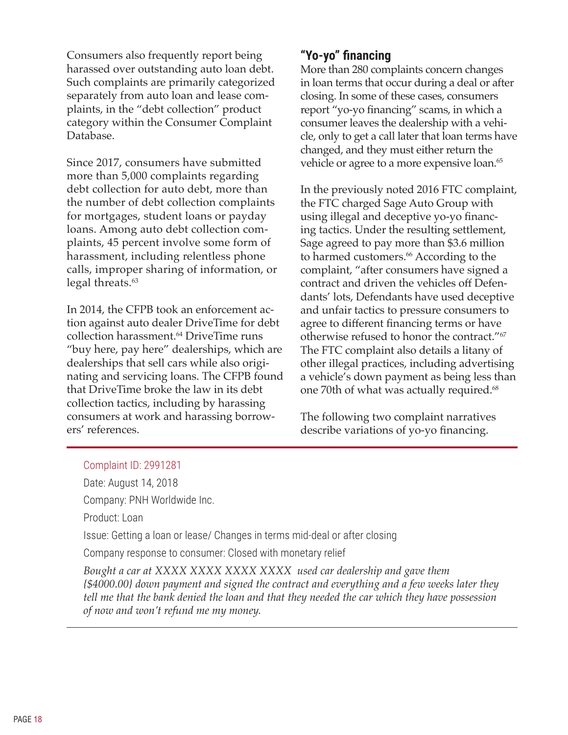Consumers also frequently report being harassed over outstanding auto loan debt. Such complaints are primarily categorized separately from auto loan and lease complaints, in the "debt collection" product category within the Consumer Complaint Database.

Since 2017, consumers have submitted more than 5,000 complaints regarding debt collection for auto debt, more than the number of debt collection complaints for mortgages, student loans or payday loans. Among auto debt collection complaints, 45 percent involve some form of harassment, including relentless phone calls, improper sharing of information, or legal threats.[63]

In 2014, the CFPB took an enforcement action against auto dealer DriveTime for debt collection harassment.[64] DriveTime runs "buy here, pay here" dealerships, which are dealerships that sell cars while also originating and servicing loans. The CFPB found that DriveTime broke the law in its debt collection tactics, including by harassing consumers at work and harassing borrowers' references.

## "Yo-yo" financing

More than 280 complaints concern changes in loan terms that occur during a deal or after closing. In some of these cases, consumers report "yo-yo financing" scams, in which a consumer leaves the dealership with a vehicle, only to get a call later that loan terms have changed, and they must either return the vehicle or agree to a more expensive loan.[65]

In the previously noted 2016 FTC complaint, the FTC charged Sage Auto Group with using illegal and deceptive yo-yo financing tactics. Under the resulting settlement, Sage agreed to pay more than $3.6 million to harmed customers.[66] According to the complaint, "after consumers have signed a contract and driven the vehicles off Defendants' lots, Defendants have used deceptive and unfair tactics to pressure consumers to agree to different financing terms or have otherwise refused to honor the contract."[67] The FTC complaint also details a litany of other illegal practices, including advertising a vehicle's down payment as being less than one 70th of what was actually required.[68]

The following two complaint narratives describe variations of yo-yo financing.

---

Complaint ID: 2991281

Date: August 14, 2018

Company: PNH Worldwide Inc.

Product: Loan

Issue: Getting a loan or lease/ Changes in terms mid-deal or after closing

Company response to consumer: Closed with monetary relief

*Bought a car at XXXX XXXX XXXX XXXX used car dealership and gave them {$4000.00} down payment and signed the contract and everything and a few weeks later they tell me that the bank denied the loan and that they needed the car which they have possession of now and won't refund me my money.*

---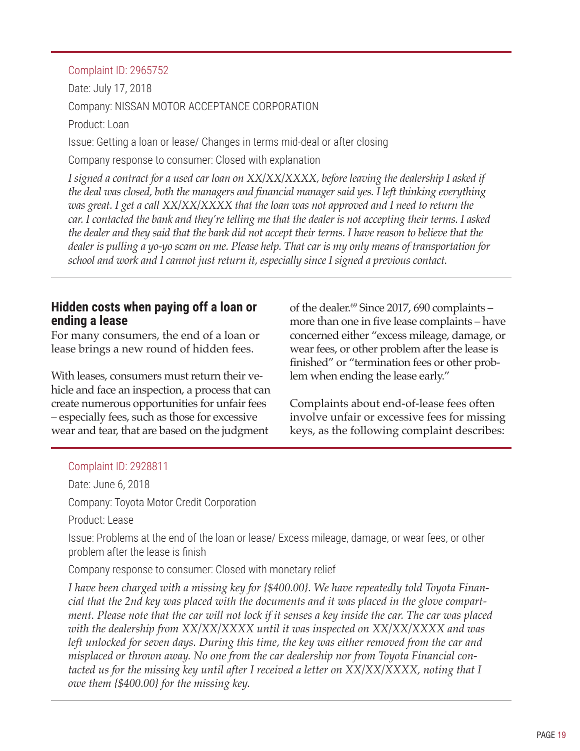Complaint ID: 2965752

Date: July 17, 2018

Company: NISSAN MOTOR ACCEPTANCE CORPORATION

Product: Loan

Issue: Getting a loan or lease/ Changes in terms mid-deal or after closing

Company response to consumer: Closed with explanation

*I signed a contract for a used car loan on XX/XX/XXXX, before leaving the dealership I asked if the deal was closed, both the managers and financial manager said yes. I left thinking everything was great. I get a call XX/XX/XXXX that the loan was not approved and I need to return the car. I contacted the bank and they're telling me that the dealer is not accepting their terms. I asked the dealer and they said that the bank did not accept their terms. I have reason to believe that the dealer is pulling a yo-yo scam on me. Please help. That car is my only means of transportation for school and work and I cannot just return it, especially since I signed a previous contact.*

---

## Hidden costs when paying off a loan or ending a lease

For many consumers, the end of a loan or lease brings a new round of hidden fees.

With leases, consumers must return their vehicle and face an inspection, a process that can create numerous opportunities for unfair fees – especially fees, such as those for excessive wear and tear, that are based on the judgment of the dealer.[69] Since 2017, 690 complaints – more than one in five lease complaints – have concerned either "excess mileage, damage, or wear fees, or other problem after the lease is finished" or "termination fees or other problem when ending the lease early."

Complaints about end-of-lease fees often involve unfair or excessive fees for missing keys, as the following complaint describes:

---

Complaint ID: 2928811

Date: June 6, 2018

Company: Toyota Motor Credit Corporation

Product: Lease

Issue: Problems at the end of the loan or lease/ Excess mileage, damage, or wear fees, or other problem after the lease is finish

Company response to consumer: Closed with monetary relief

*I have been charged with a missing key for {$400.00}. We have repeatedly told Toyota Financial that the 2nd key was placed with the documents and it was placed in the glove compartment. Please note that the car will not lock if it senses a key inside the car. The car was placed with the dealership from XX/XX/XXXX until it was inspected on XX/XX/XXXX and was left unlocked for seven days. During this time, the key was either removed from the car and misplaced or thrown away. No one from the car dealership nor from Toyota Financial contacted us for the missing key until after I received a letter on XX/XX/XXXX, noting that I owe them {$400.00} for the missing key.*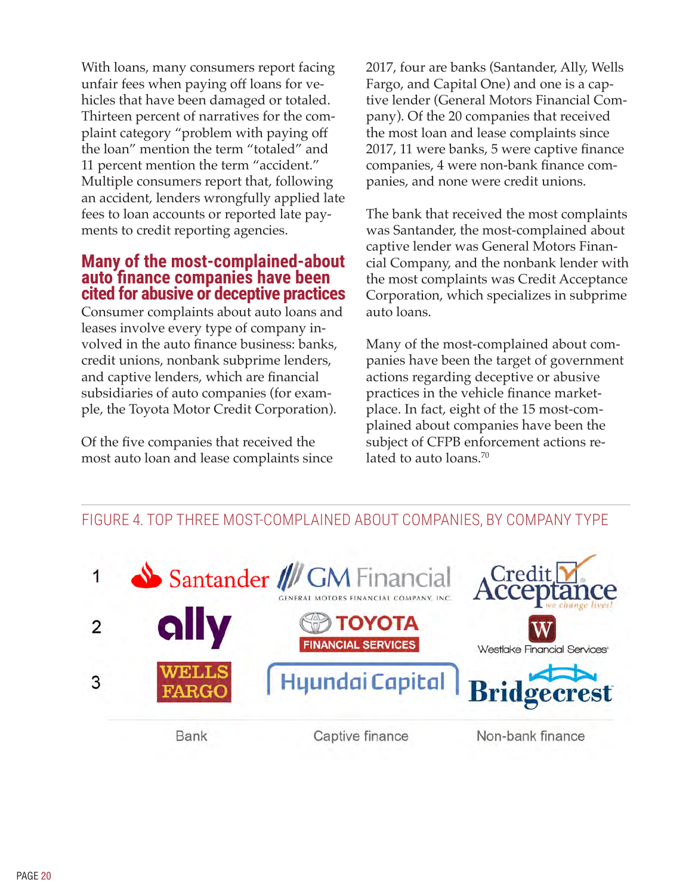With loans, many consumers report facing unfair fees when paying off loans for vehicles that have been damaged or totaled. Thirteen percent of narratives for the complaint category "problem with paying off the loan" mention the term "totaled" and 11 percent mention the term "accident." Multiple consumers report that, following an accident, lenders wrongfully applied late fees to loan accounts or reported late payments to credit reporting agencies.

## Many of the most-complained-about auto finance companies have been cited for abusive or deceptive practices

Consumer complaints about auto loans and leases involve every type of company involved in the auto finance business: banks, credit unions, nonbank subprime lenders, and captive lenders, which are financial subsidiaries of auto companies (for example, the Toyota Motor Credit Corporation).

Of the five companies that received the most auto loan and lease complaints since 2017, four are banks (Santander, Ally, Wells Fargo, and Capital One) and one is a captive lender (General Motors Financial Company). Of the 20 companies that received the most loan and lease complaints since 2017, 11 were banks, 5 were captive finance companies, 4 were non-bank finance companies, and none were credit unions.

The bank that received the most complaints was Santander, the most-complained about captive lender was General Motors Financial Company, and the nonbank lender with the most complaints was Credit Acceptance Corporation, which specializes in subprime auto loans.

Many of the most-complained about companies have been the target of government actions regarding deceptive or abusive practices in the vehicle finance marketplace. In fact, eight of the 15 most-complained about companies have been the subject of CFPB enforcement actions related to auto loans.[70]

FIGURE 4. TOP THREE MOST-COMPLAINED ABOUT COMPANIES, BY COMPANY TYPE

| | Bank | Captive finance | Non-bank finance |
|---|---|---|---|
| 1 | Santander | GM Financial (General Motors Financial Company, Inc.) | Credit Acceptance |
| 2 | ally | Toyota Financial Services | Westlake Financial Services |
| 3 | Wells Fargo | Hyundai Capital | Bridgecrest |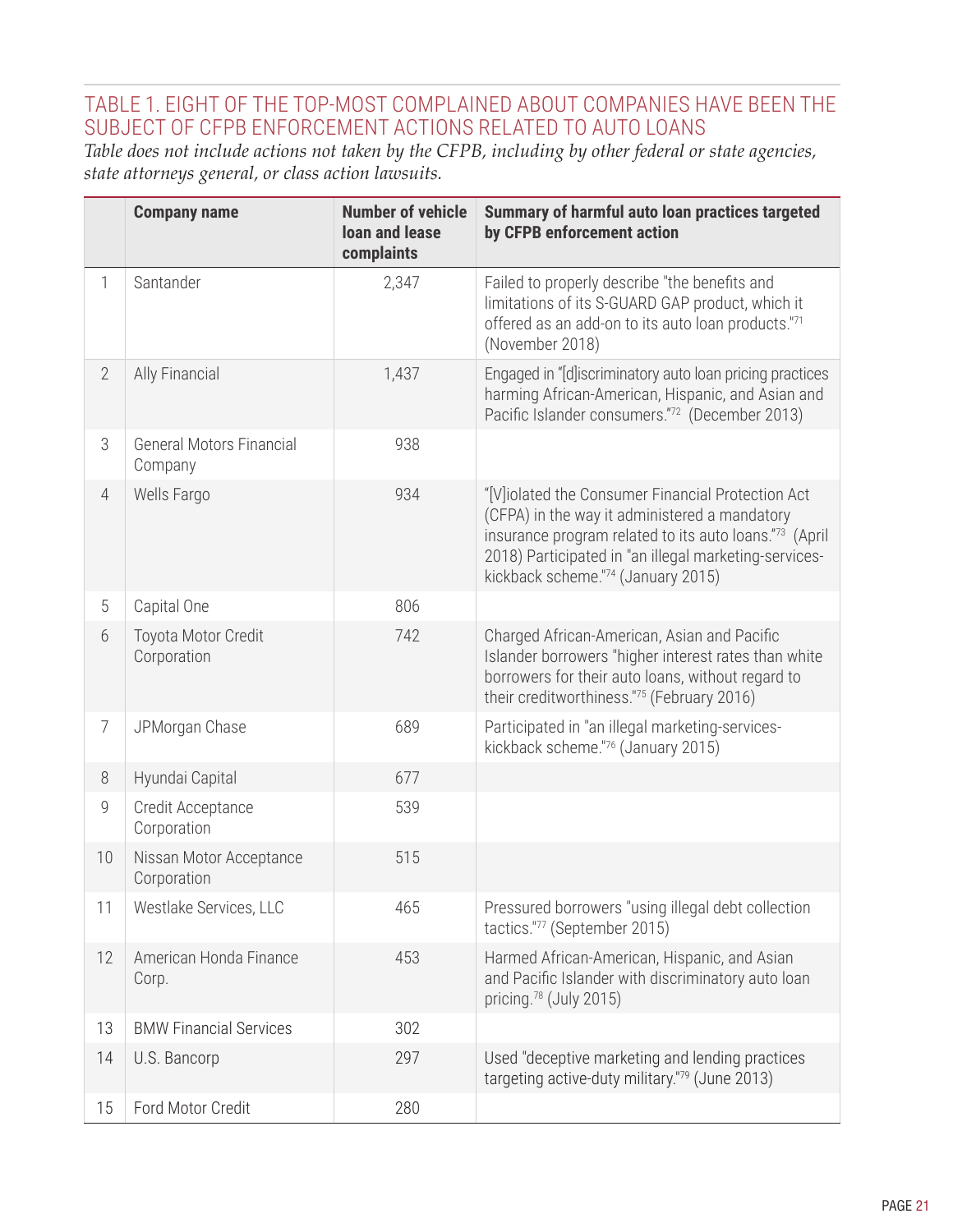## TABLE 1. EIGHT OF THE TOP-MOST COMPLAINED ABOUT COMPANIES HAVE BEEN THE SUBJECT OF CFPB ENFORCEMENT ACTIONS RELATED TO AUTO LOANS

*Table does not include actions not taken by the CFPB, including by other federal or state agencies, state attorneys general, or class action lawsuits.*

| | Company name | Number of vehicle loan and lease complaints | Summary of harmful auto loan practices targeted by CFPB enforcement action |
|---|---|---|---|
| 1 | Santander | 2,347 | Failed to properly describe "the benefits and limitations of its S-GUARD GAP product, which it offered as an add-on to its auto loan products."[71] (November 2018) |
| 2 | Ally Financial | 1,437 | Engaged in "[d]iscriminatory auto loan pricing practices harming African-American, Hispanic, and Asian and Pacific Islander consumers."[72] (December 2013) |
| 3 | General Motors Financial Company | 938 | |
| 4 | Wells Fargo | 934 | "[V]iolated the Consumer Financial Protection Act (CFPA) in the way it administered a mandatory insurance program related to its auto loans."[73] (April 2018) Participated in "an illegal marketing-services-kickback scheme."[74] (January 2015) |
| 5 | Capital One | 806 | |
| 6 | Toyota Motor Credit Corporation | 742 | Charged African-American, Asian and Pacific Islander borrowers "higher interest rates than white borrowers for their auto loans, without regard to their creditworthiness."[75] (February 2016) |
| 7 | JPMorgan Chase | 689 | Participated in "an illegal marketing-services-kickback scheme."[76] (January 2015) |
| 8 | Hyundai Capital | 677 | |
| 9 | Credit Acceptance Corporation | 539 | |
| 10 | Nissan Motor Acceptance Corporation | 515 | |
| 11 | Westlake Services, LLC | 465 | Pressured borrowers "using illegal debt collection tactics."[77] (September 2015) |
| 12 | American Honda Finance Corp. | 453 | Harmed African-American, Hispanic, and Asian and Pacific Islander with discriminatory auto loan pricing.[78] (July 2015) |
| 13 | BMW Financial Services | 302 | |
| 14 | U.S. Bancorp | 297 | Used "deceptive marketing and lending practices targeting active-duty military."[79] (June 2013) |
| 15 | Ford Motor Credit | 280 | |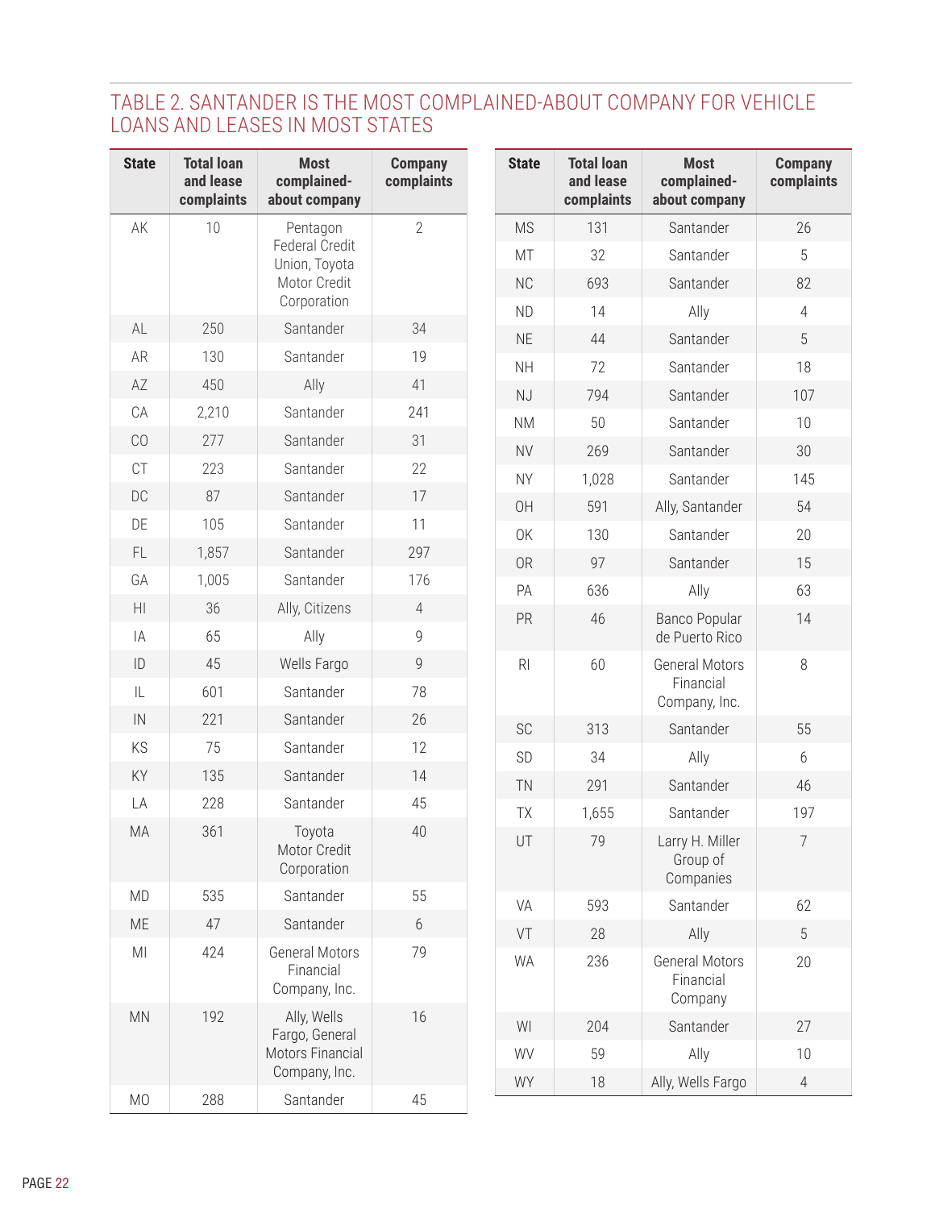## TABLE 2. SANTANDER IS THE MOST COMPLAINED-ABOUT COMPANY FOR VEHICLE LOANS AND LEASES IN MOST STATES

| State | Total loan and lease complaints | Most complained-about company | Company complaints |
|---|---|---|---|
| AK | 10 | Pentagon Federal Credit Union, Toyota Motor Credit Corporation | 2 |
| AL | 250 | Santander | 34 |
| AR | 130 | Santander | 19 |
| AZ | 450 | Ally | 41 |
| CA | 2,210 | Santander | 241 |
| CO | 277 | Santander | 31 |
| CT | 223 | Santander | 22 |
| DC | 87 | Santander | 17 |
| DE | 105 | Santander | 11 |
| FL | 1,857 | Santander | 297 |
| GA | 1,005 | Santander | 176 |
| HI | 36 | Ally, Citizens | 4 |
| IA | 65 | Ally | 9 |
| ID | 45 | Wells Fargo | 9 |
| IL | 601 | Santander | 78 |
| IN | 221 | Santander | 26 |
| KS | 75 | Santander | 12 |
| KY | 135 | Santander | 14 |
| LA | 228 | Santander | 45 |
| MA | 361 | Toyota Motor Credit Corporation | 40 |
| MD | 535 | Santander | 55 |
| ME | 47 | Santander | 6 |
| MI | 424 | General Motors Financial Company, Inc. | 79 |
| MN | 192 | Ally, Wells Fargo, General Motors Financial Company, Inc. | 16 |
| MO | 288 | Santander | 45 |
| MS | 131 | Santander | 26 |
| MT | 32 | Santander | 5 |
| NC | 693 | Santander | 82 |
| ND | 14 | Ally | 4 |
| NE | 44 | Santander | 5 |
| NH | 72 | Santander | 18 |
| NJ | 794 | Santander | 107 |
| NM | 50 | Santander | 10 |
| NV | 269 | Santander | 30 |
| NY | 1,028 | Santander | 145 |
| OH | 591 | Ally, Santander | 54 |
| OK | 130 | Santander | 20 |
| OR | 97 | Santander | 15 |
| PA | 636 | Ally | 63 |
| PR | 46 | Banco Popular de Puerto Rico | 14 |
| RI | 60 | General Motors Financial Company, Inc. | 8 |
| SC | 313 | Santander | 55 |
| SD | 34 | Ally | 6 |
| TN | 291 | Santander | 46 |
| TX | 1,655 | Santander | 197 |
| UT | 79 | Larry H. Miller Group of Companies | 7 |
| VA | 593 | Santander | 62 |
| VT | 28 | Ally | 5 |
| WA | 236 | General Motors Financial Company | 20 |
| WI | 204 | Santander | 27 |
| WV | 59 | Ally | 10 |
| WY | 18 | Ally, Wells Fargo | 4 |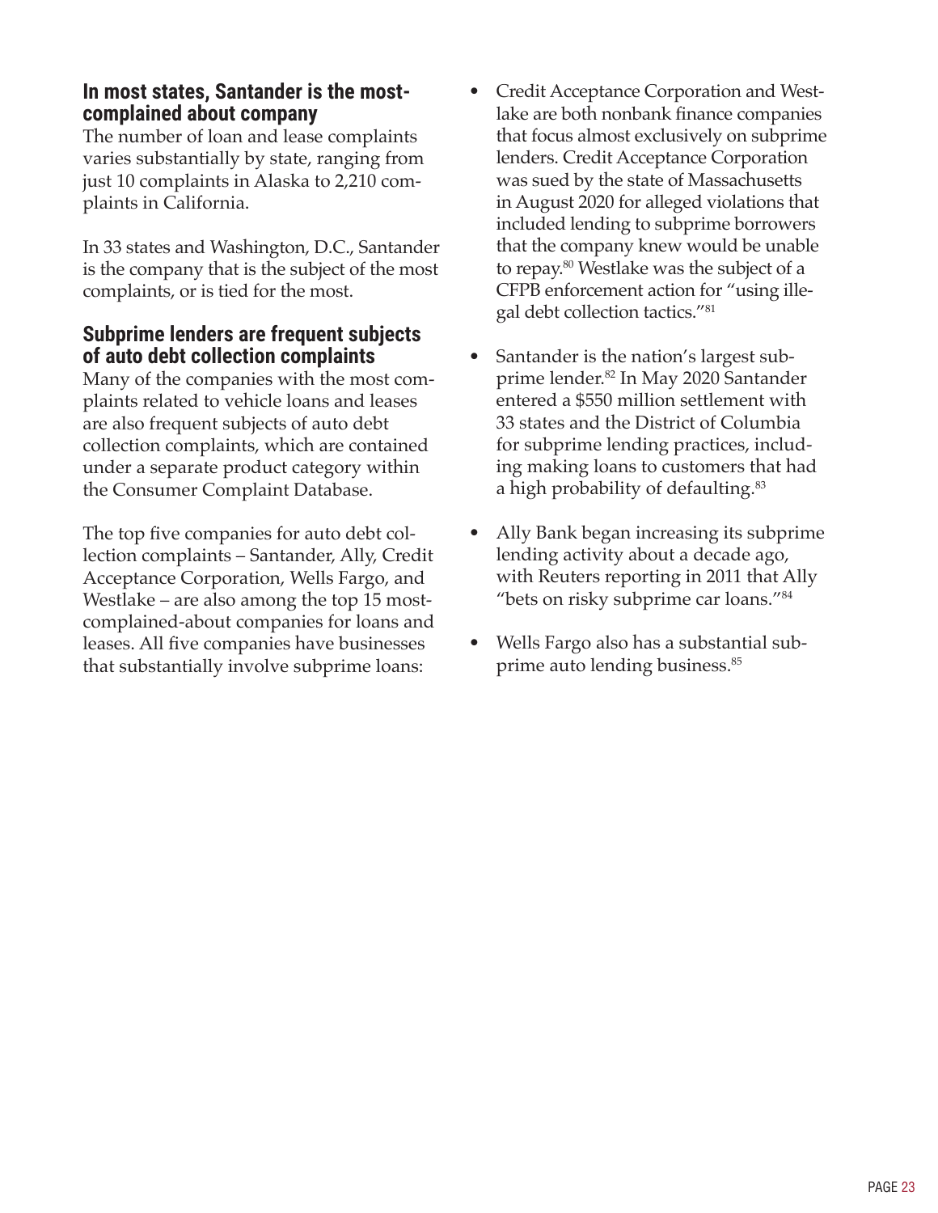## In most states, Santander is the most-complained about company

The number of loan and lease complaints varies substantially by state, ranging from just 10 complaints in Alaska to 2,210 complaints in California.

In 33 states and Washington, D.C., Santander is the company that is the subject of the most complaints, or is tied for the most.

## Subprime lenders are frequent subjects of auto debt collection complaints

Many of the companies with the most complaints related to vehicle loans and leases are also frequent subjects of auto debt collection complaints, which are contained under a separate product category within the Consumer Complaint Database.

The top five companies for auto debt collection complaints – Santander, Ally, Credit Acceptance Corporation, Wells Fargo, and Westlake – are also among the top 15 most-complained-about companies for loans and leases. All five companies have businesses that substantially involve subprime loans:

- Credit Acceptance Corporation and Westlake are both nonbank finance companies that focus almost exclusively on subprime lenders. Credit Acceptance Corporation was sued by the state of Massachusetts in August 2020 for alleged violations that included lending to subprime borrowers that the company knew would be unable to repay.[80] Westlake was the subject of a CFPB enforcement action for "using illegal debt collection tactics."[81]
- Santander is the nation's largest subprime lender.[82] In May 2020 Santander entered a $550 million settlement with 33 states and the District of Columbia for subprime lending practices, including making loans to customers that had a high probability of defaulting.[83]
- Ally Bank began increasing its subprime lending activity about a decade ago, with Reuters reporting in 2011 that Ally "bets on risky subprime car loans."[84]
- Wells Fargo also has a substantial subprime auto lending business.[85]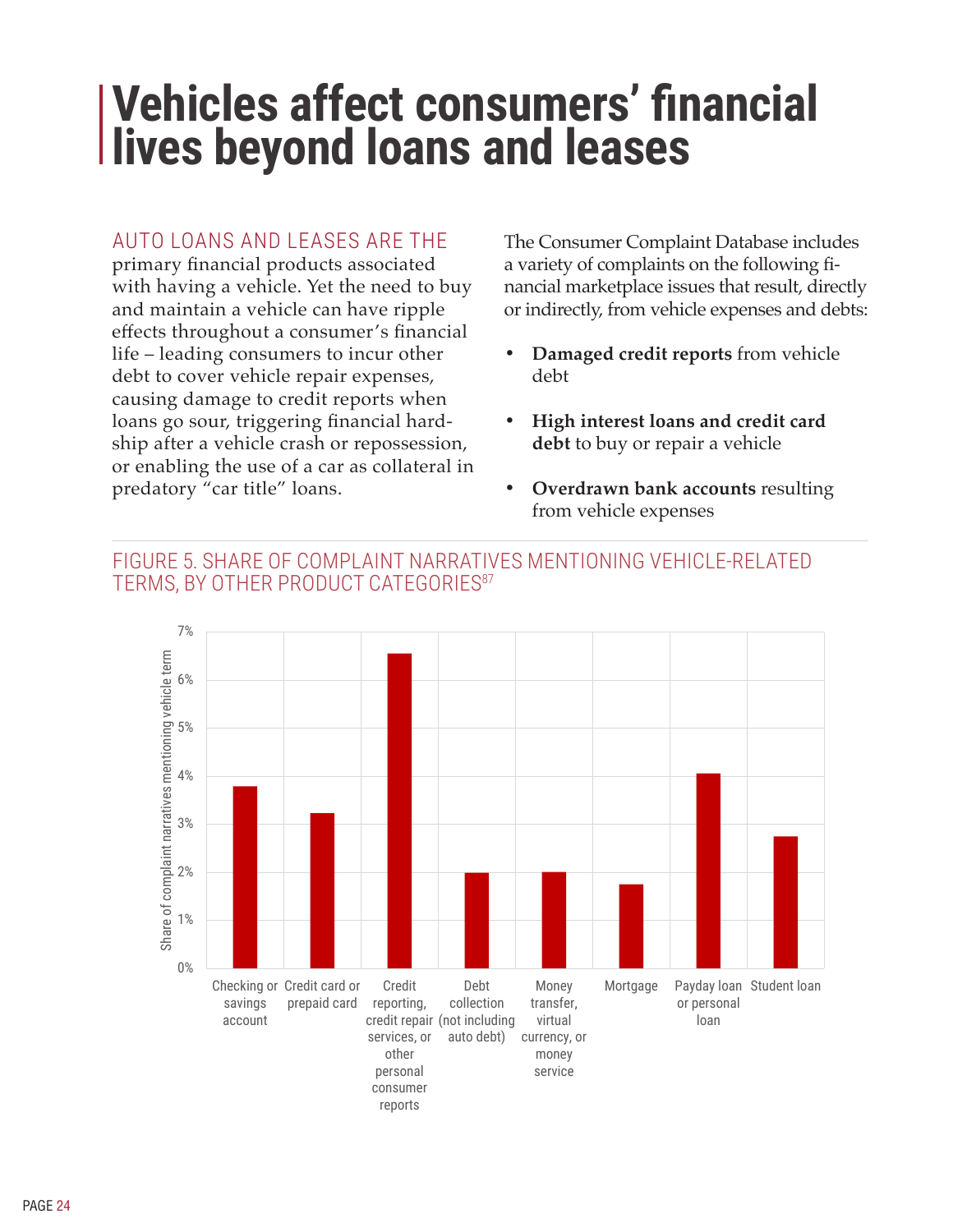# Vehicles affect consumers' financial lives beyond loans and leases

AUTO LOANS AND LEASES ARE THE primary financial products associated with having a vehicle. Yet the need to buy and maintain a vehicle can have ripple effects throughout a consumer's financial life – leading consumers to incur other debt to cover vehicle repair expenses, causing damage to credit reports when loans go sour, triggering financial hardship after a vehicle crash or repossession, or enabling the use of a car as collateral in predatory "car title" loans.

The Consumer Complaint Database includes a variety of complaints on the following financial marketplace issues that result, directly or indirectly, from vehicle expenses and debts:

- **Damaged credit reports** from vehicle debt
- **High interest loans and credit card debt** to buy or repair a vehicle
- **Overdrawn bank accounts** resulting from vehicle expenses

## FIGURE 5. SHARE OF COMPLAINT NARRATIVES MENTIONING VEHICLE-RELATED TERMS, BY OTHER PRODUCT CATEGORIES[87]

| Product category | Share of complaint narratives mentioning vehicle term (approx.) |
|---|---|
| Checking or savings account | 3.8% |
| Credit card or prepaid card | 3.2% |
| Credit reporting, credit repair services, or other personal consumer reports | 6.5% |
| Debt collection (not including auto debt) | 2.0% |
| Money transfer, virtual currency, or money service | 2.0% |
| Mortgage | 1.7% |
| Payday loan or personal loan | 4.0% |
| Student loan | 2.7% |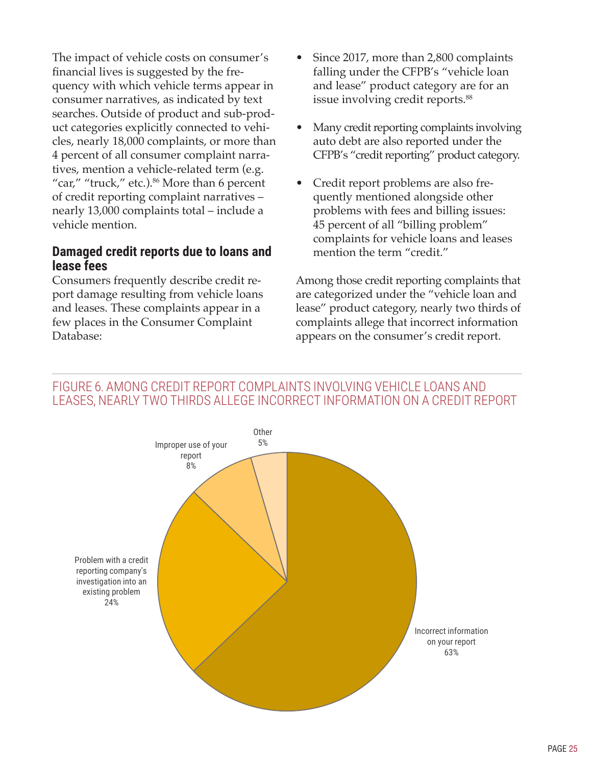The impact of vehicle costs on consumer's financial lives is suggested by the frequency with which vehicle terms appear in consumer narratives, as indicated by text searches. Outside of product and sub-product categories explicitly connected to vehicles, nearly 18,000 complaints, or more than 4 percent of all consumer complaint narratives, mention a vehicle-related term (e.g. "car," "truck," etc.).[86] More than 6 percent of credit reporting complaint narratives – nearly 13,000 complaints total – include a vehicle mention.

## Damaged credit reports due to loans and lease fees

Consumers frequently describe credit report damage resulting from vehicle loans and leases. These complaints appear in a few places in the Consumer Complaint Database:

- Since 2017, more than 2,800 complaints falling under the CFPB's "vehicle loan and lease" product category are for an issue involving credit reports.[88]
- Many credit reporting complaints involving auto debt are also reported under the CFPB's "credit reporting" product category.
- Credit report problems are also frequently mentioned alongside other problems with fees and billing issues: 45 percent of all "billing problem" complaints for vehicle loans and leases mention the term "credit."

Among those credit reporting complaints that are categorized under the "vehicle loan and lease" product category, nearly two thirds of complaints allege that incorrect information appears on the consumer's credit report.

FIGURE 6. AMONG CREDIT REPORT COMPLAINTS INVOLVING VEHICLE LOANS AND LEASES, NEARLY TWO THIRDS ALLEGE INCORRECT INFORMATION ON A CREDIT REPORT

| Category | Percent |
| --- | --- |
| Incorrect information on your report | 63% |
| Problem with a credit reporting company's investigation into an existing problem | 24% |
| Improper use of your report | 8% |
| Other | 5% |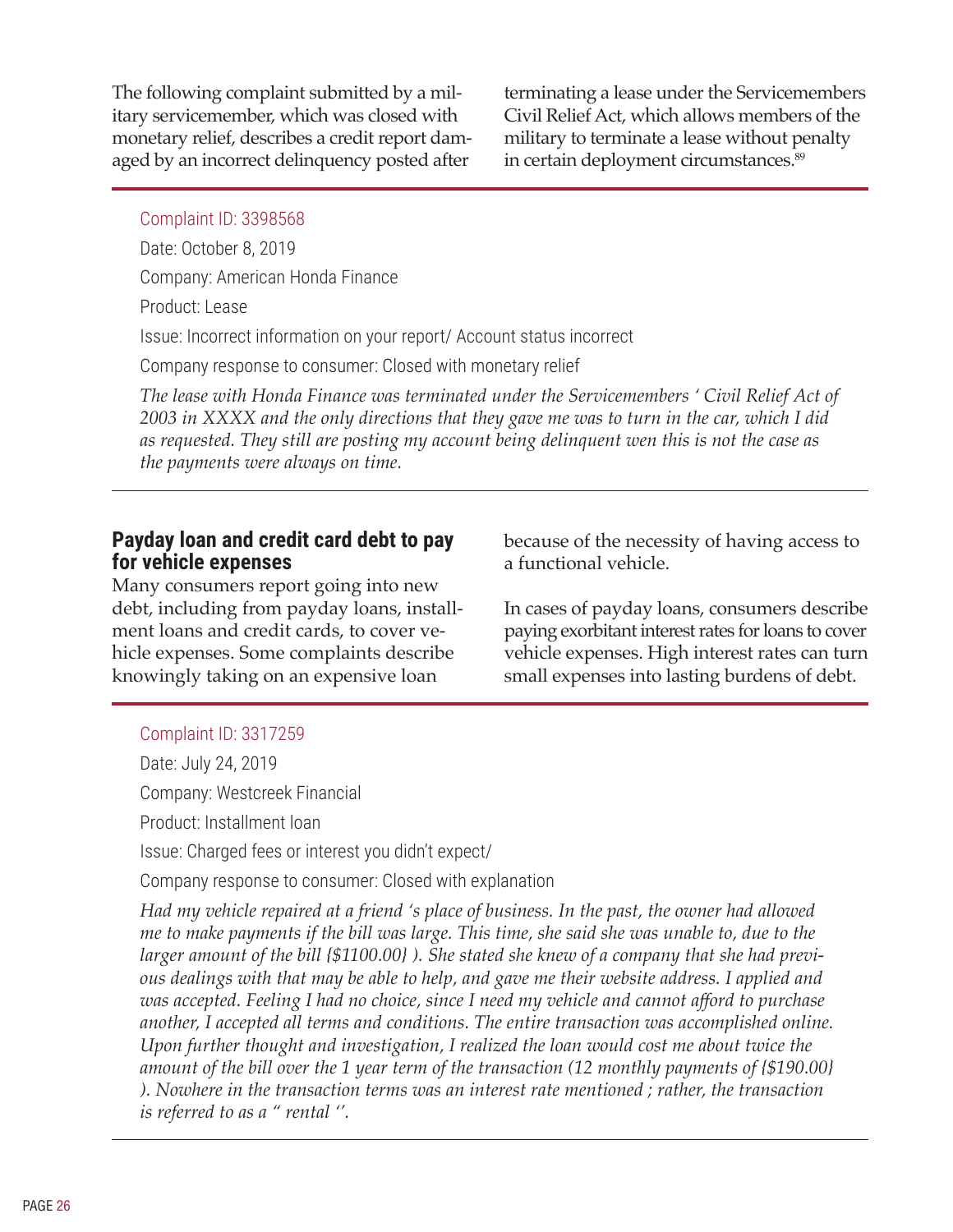The following complaint submitted by a military servicemember, which was closed with monetary relief, describes a credit report damaged by an incorrect delinquency posted after terminating a lease under the Servicemembers Civil Relief Act, which allows members of the military to terminate a lease without penalty in certain deployment circumstances.[89]

---

Complaint ID: 3398568

Date: October 8, 2019

Company: American Honda Finance

Product: Lease

Issue: Incorrect information on your report/ Account status incorrect

Company response to consumer: Closed with monetary relief

*The lease with Honda Finance was terminated under the Servicemembers ' Civil Relief Act of 2003 in XXXX and the only directions that they gave me was to turn in the car, which I did as requested. They still are posting my account being delinquent wen this is not the case as the payments were always on time.*

---

## Payday loan and credit card debt to pay for vehicle expenses

Many consumers report going into new debt, including from payday loans, installment loans and credit cards, to cover vehicle expenses. Some complaints describe knowingly taking on an expensive loan because of the necessity of having access to a functional vehicle.

In cases of payday loans, consumers describe paying exorbitant interest rates for loans to cover vehicle expenses. High interest rates can turn small expenses into lasting burdens of debt.

---

Complaint ID: 3317259

Date: July 24, 2019

Company: Westcreek Financial

Product: Installment loan

Issue: Charged fees or interest you didn't expect/

Company response to consumer: Closed with explanation

*Had my vehicle repaired at a friend 's place of business. In the past, the owner had allowed me to make payments if the bill was large. This time, she said she was unable to, due to the larger amount of the bill {$1100.00} ). She stated she knew of a company that she had previous dealings with that may be able to help, and gave me their website address. I applied and was accepted. Feeling I had no choice, since I need my vehicle and cannot afford to purchase another, I accepted all terms and conditions. The entire transaction was accomplished online. Upon further thought and investigation, I realized the loan would cost me about twice the amount of the bill over the 1 year term of the transaction (12 monthly payments of {$190.00} ). Nowhere in the transaction terms was an interest rate mentioned ; rather, the transaction is referred to as a " rental ''.*

---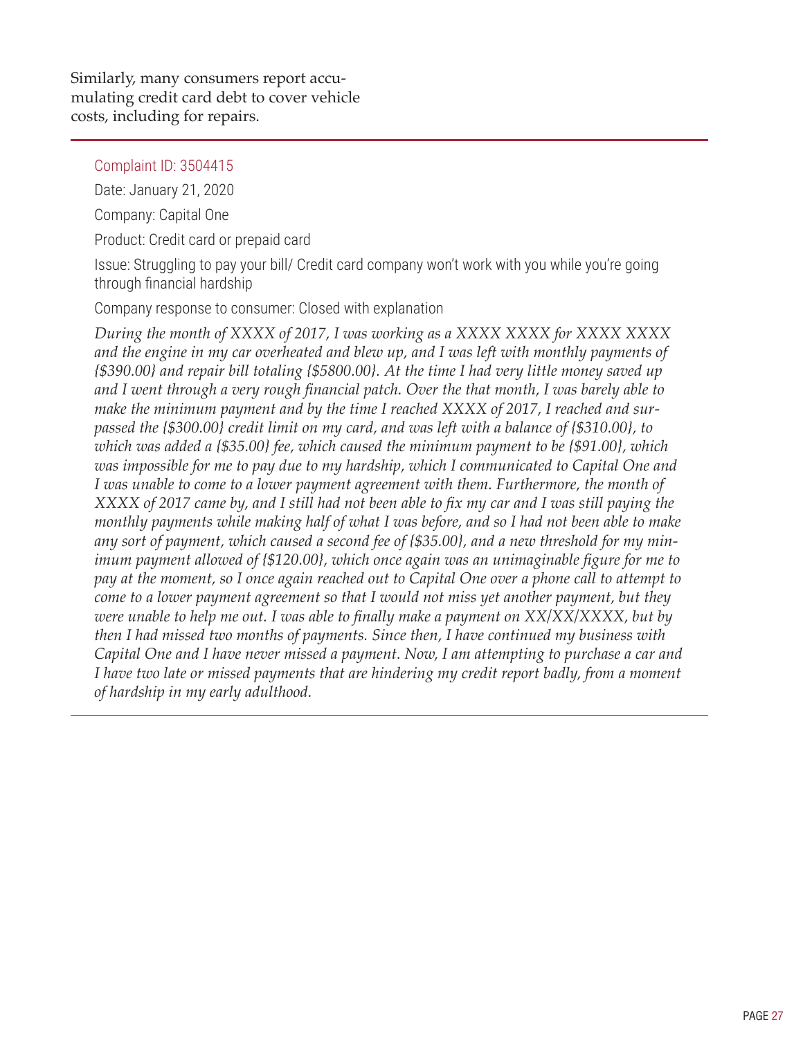Similarly, many consumers report accumulating credit card debt to cover vehicle costs, including for repairs.

---

Complaint ID: 3504415

Date: January 21, 2020

Company: Capital One

Product: Credit card or prepaid card

Issue: Struggling to pay your bill/ Credit card company won't work with you while you're going through financial hardship

Company response to consumer: Closed with explanation

*During the month of XXXX of 2017, I was working as a XXXX XXXX for XXXX XXXX and the engine in my car overheated and blew up, and I was left with monthly payments of {$390.00} and repair bill totaling {$5800.00}. At the time I had very little money saved up and I went through a very rough financial patch. Over the that month, I was barely able to make the minimum payment and by the time I reached XXXX of 2017, I reached and surpassed the {$300.00} credit limit on my card, and was left with a balance of {$310.00}, to which was added a {$35.00} fee, which caused the minimum payment to be {$91.00}, which was impossible for me to pay due to my hardship, which I communicated to Capital One and I was unable to come to a lower payment agreement with them. Furthermore, the month of XXXX of 2017 came by, and I still had not been able to fix my car and I was still paying the monthly payments while making half of what I was before, and so I had not been able to make any sort of payment, which caused a second fee of {$35.00}, and a new threshold for my minimum payment allowed of {$120.00}, which once again was an unimaginable figure for me to pay at the moment, so I once again reached out to Capital One over a phone call to attempt to come to a lower payment agreement so that I would not miss yet another payment, but they were unable to help me out. I was able to finally make a payment on XX/XX/XXXX, but by then I had missed two months of payments. Since then, I have continued my business with Capital One and I have never missed a payment. Now, I am attempting to purchase a car and I have two late or missed payments that are hindering my credit report badly, from a moment of hardship in my early adulthood.*

---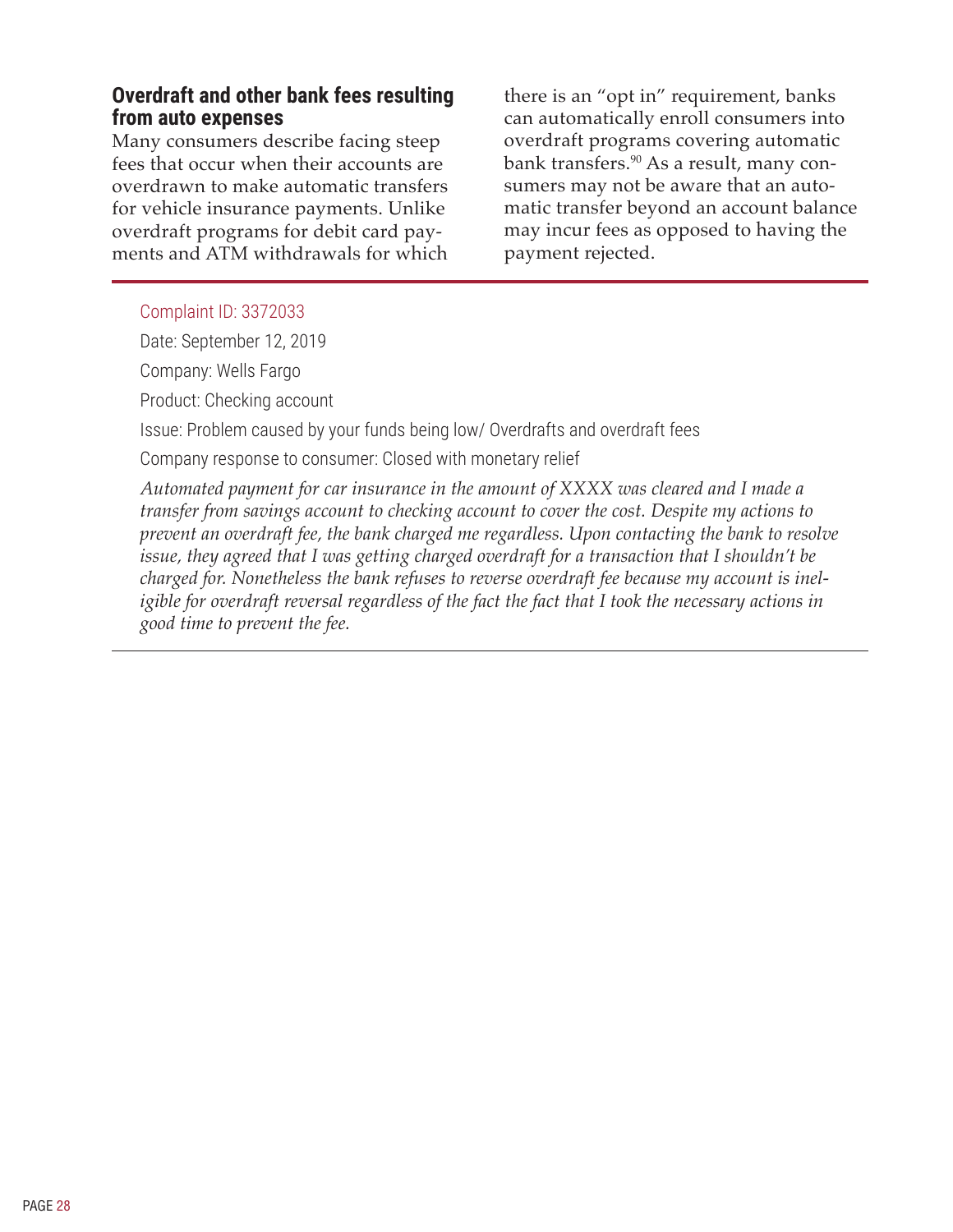## Overdraft and other bank fees resulting from auto expenses

Many consumers describe facing steep fees that occur when their accounts are overdrawn to make automatic transfers for vehicle insurance payments. Unlike overdraft programs for debit card payments and ATM withdrawals for which there is an "opt in" requirement, banks can automatically enroll consumers into overdraft programs covering automatic bank transfers.[90] As a result, many consumers may not be aware that an automatic transfer beyond an account balance may incur fees as opposed to having the payment rejected.

---

Complaint ID: 3372033

Date: September 12, 2019

Company: Wells Fargo

Product: Checking account

Issue: Problem caused by your funds being low/ Overdrafts and overdraft fees

Company response to consumer: Closed with monetary relief

*Automated payment for car insurance in the amount of XXXX was cleared and I made a transfer from savings account to checking account to cover the cost. Despite my actions to prevent an overdraft fee, the bank charged me regardless. Upon contacting the bank to resolve issue, they agreed that I was getting charged overdraft for a transaction that I shouldn't be charged for. Nonetheless the bank refuses to reverse overdraft fee because my account is ineligible for overdraft reversal regardless of the fact the fact that I took the necessary actions in good time to prevent the fee.*

---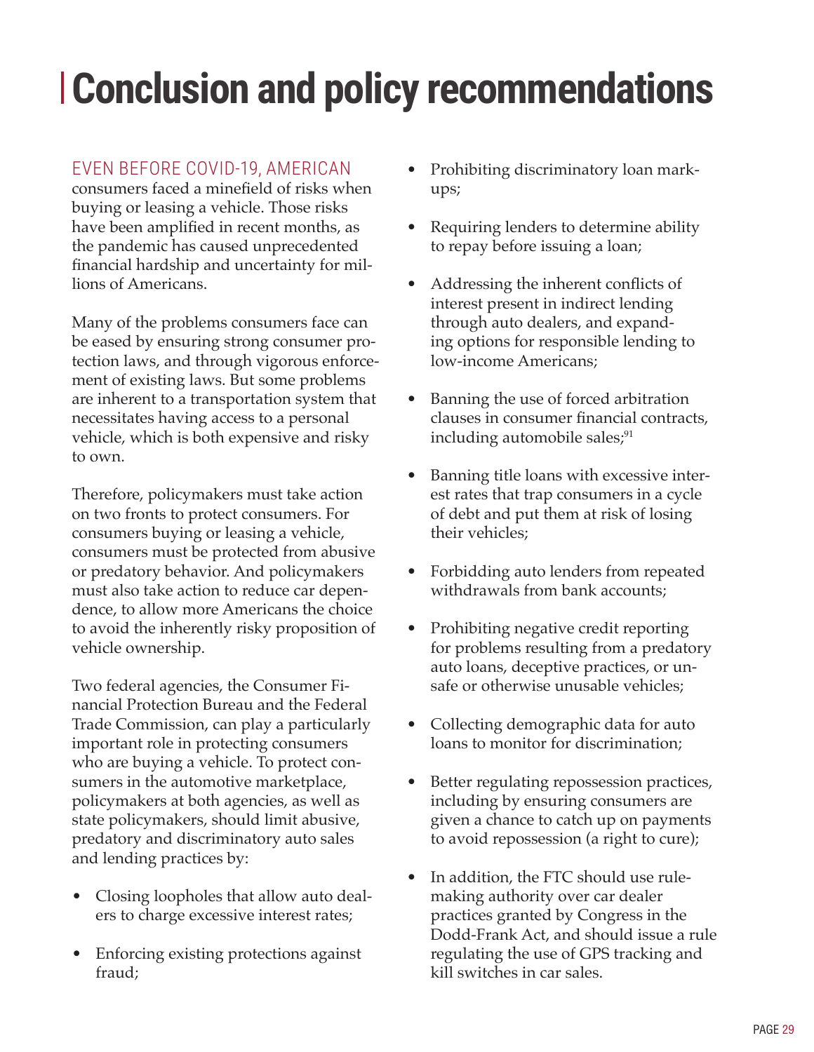# Conclusion and policy recommendations

EVEN BEFORE COVID-19, AMERICAN consumers faced a minefield of risks when buying or leasing a vehicle. Those risks have been amplified in recent months, as the pandemic has caused unprecedented financial hardship and uncertainty for millions of Americans.

Many of the problems consumers face can be eased by ensuring strong consumer protection laws, and through vigorous enforcement of existing laws. But some problems are inherent to a transportation system that necessitates having access to a personal vehicle, which is both expensive and risky to own.

Therefore, policymakers must take action on two fronts to protect consumers. For consumers buying or leasing a vehicle, consumers must be protected from abusive or predatory behavior. And policymakers must also take action to reduce car dependence, to allow more Americans the choice to avoid the inherently risky proposition of vehicle ownership.

Two federal agencies, the Consumer Financial Protection Bureau and the Federal Trade Commission, can play a particularly important role in protecting consumers who are buying a vehicle. To protect consumers in the automotive marketplace, policymakers at both agencies, as well as state policymakers, should limit abusive, predatory and discriminatory auto sales and lending practices by:

- Closing loopholes that allow auto dealers to charge excessive interest rates;
- Enforcing existing protections against fraud;
- Prohibiting discriminatory loan markups;
- Requiring lenders to determine ability to repay before issuing a loan;
- Addressing the inherent conflicts of interest present in indirect lending through auto dealers, and expanding options for responsible lending to low-income Americans;
- Banning the use of forced arbitration clauses in consumer financial contracts, including automobile sales;[91]
- Banning title loans with excessive interest rates that trap consumers in a cycle of debt and put them at risk of losing their vehicles;
- Forbidding auto lenders from repeated withdrawals from bank accounts;
- Prohibiting negative credit reporting for problems resulting from a predatory auto loans, deceptive practices, or unsafe or otherwise unusable vehicles;
- Collecting demographic data for auto loans to monitor for discrimination;
- Better regulating repossession practices, including by ensuring consumers are given a chance to catch up on payments to avoid repossession (a right to cure);
- In addition, the FTC should use rulemaking authority over car dealer practices granted by Congress in the Dodd-Frank Act, and should issue a rule regulating the use of GPS tracking and kill switches in car sales.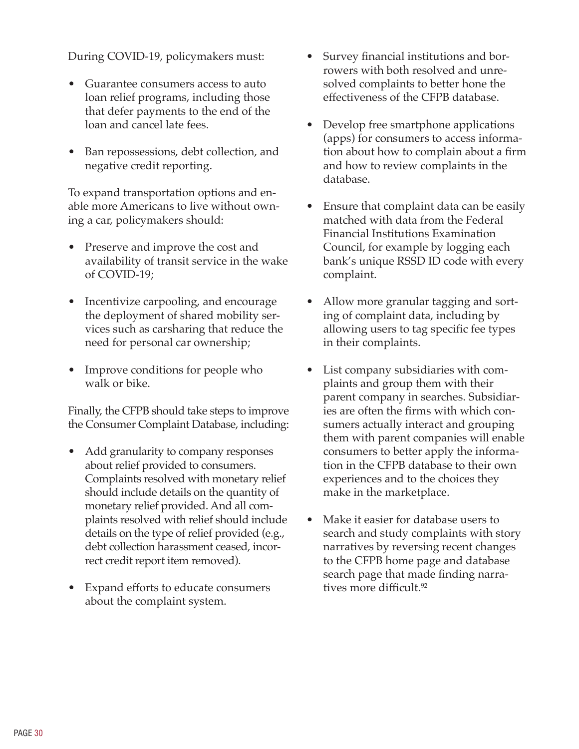During COVID-19, policymakers must:

- Guarantee consumers access to auto loan relief programs, including those that defer payments to the end of the loan and cancel late fees.
- Ban repossessions, debt collection, and negative credit reporting.

To expand transportation options and enable more Americans to live without owning a car, policymakers should:

- Preserve and improve the cost and availability of transit service in the wake of COVID-19;
- Incentivize carpooling, and encourage the deployment of shared mobility services such as carsharing that reduce the need for personal car ownership;
- Improve conditions for people who walk or bike.

Finally, the CFPB should take steps to improve the Consumer Complaint Database, including:

- Add granularity to company responses about relief provided to consumers. Complaints resolved with monetary relief should include details on the quantity of monetary relief provided. And all complaints resolved with relief should include details on the type of relief provided (e.g., debt collection harassment ceased, incorrect credit report item removed).
- Expand efforts to educate consumers about the complaint system.
- Survey financial institutions and borrowers with both resolved and unresolved complaints to better hone the effectiveness of the CFPB database.
- Develop free smartphone applications (apps) for consumers to access information about how to complain about a firm and how to review complaints in the database.
- Ensure that complaint data can be easily matched with data from the Federal Financial Institutions Examination Council, for example by logging each bank's unique RSSD ID code with every complaint.
- Allow more granular tagging and sorting of complaint data, including by allowing users to tag specific fee types in their complaints.
- List company subsidiaries with complaints and group them with their parent company in searches. Subsidiaries are often the firms with which consumers actually interact and grouping them with parent companies will enable consumers to better apply the information in the CFPB database to their own experiences and to the choices they make in the marketplace.
- Make it easier for database users to search and study complaints with story narratives by reversing recent changes to the CFPB home page and database search page that made finding narratives more difficult.[92]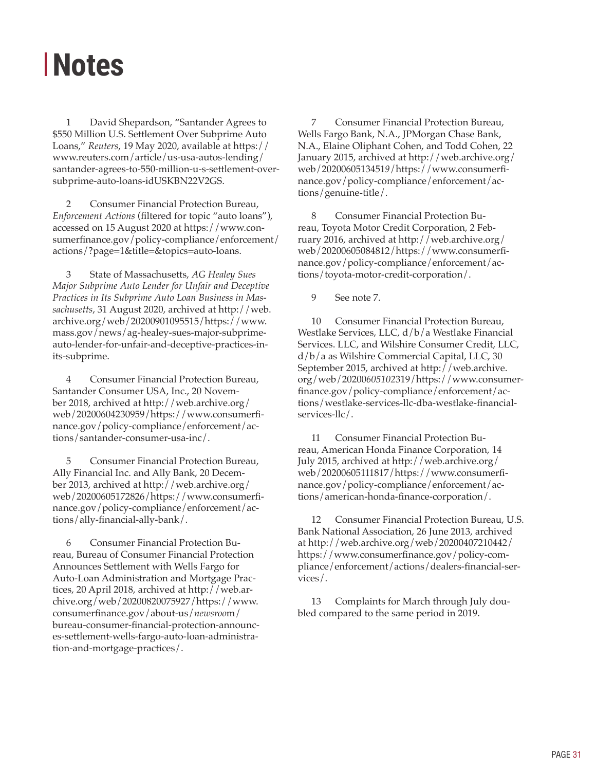# Notes

1 David Shepardson, "Santander Agrees to $550 Million U.S. Settlement Over Subprime Auto Loans," *Reuters*, 19 May 2020, available at https://www.reuters.com/article/us-usa-autos-lending/santander-agrees-to-550-million-u-s-settlement-over-subprime-auto-loans-idUSKBN22V2GS.

2 Consumer Financial Protection Bureau, *Enforcement Actions* (filtered for topic "auto loans"), accessed on 15 August 2020 at https://www.consumerfinance.gov/policy-compliance/enforcement/actions/?page=1&title=&topics=auto-loans.

3 State of Massachusetts, *AG Healey Sues Major Subprime Auto Lender for Unfair and Deceptive Practices in Its Subprime Auto Loan Business in Massachusetts*, 31 August 2020, archived at http://web.archive.org/web/20200901095515/https://www.mass.gov/news/ag-healey-sues-major-subprime-auto-lender-for-unfair-and-deceptive-practices-in-its-subprime.

4 Consumer Financial Protection Bureau, Santander Consumer USA, Inc., 20 November 2018, archived at http://web.archive.org/web/20200604230959/https://www.consumerfinance.gov/policy-compliance/enforcement/actions/santander-consumer-usa-inc/.

5 Consumer Financial Protection Bureau, Ally Financial Inc. and Ally Bank, 20 December 2013, archived at http://web.archive.org/web/20200605172826/https://www.consumerfinance.gov/policy-compliance/enforcement/actions/ally-financial-ally-bank/.

6 Consumer Financial Protection Bureau, Bureau of Consumer Financial Protection Announces Settlement with Wells Fargo for Auto-Loan Administration and Mortgage Practices, 20 April 2018, archived at http://web.archive.org/web/20200820075927/https://www.consumerfinance.gov/about-us/*newsroo*m/bureau-consumer-financial-protection-announces-settlement-wells-fargo-auto-loan-administration-and-mortgage-practices/.

7 Consumer Financial Protection Bureau, Wells Fargo Bank, N.A., JPMorgan Chase Bank, N.A., Elaine Oliphant Cohen, and Todd Cohen, 22 January 2015, archived at http://web.archive.org/web/20200605134519/https://www.consumerfinance.gov/policy-compliance/enforcement/actions/genuine-title/.

8 Consumer Financial Protection Bureau, Toyota Motor Credit Corporation, 2 February 2016, archived at http://web.archive.org/web/20200605084812/https://www.consumerfinance.gov/policy-compliance/enforcement/actions/toyota-motor-credit-corporation/.

9 See note 7.

10 Consumer Financial Protection Bureau, Westlake Services, LLC, d/b/a Westlake Financial Services. LLC, and Wilshire Consumer Credit, LLC, d/b/a as Wilshire Commercial Capital, LLC, 30 September 2015, archived at http://web.archive.org/web/20200*605102*319/https://www.consumerfinance.gov/policy-compliance/enforcement/actions/westlake-services-llc-dba-westlake-financial-services-llc/.

11 Consumer Financial Protection Bureau, American Honda Finance Corporation, 14 July 2015, archived at http://web.archive.org/web/20200605111817/https://www.consumerfinance.gov/policy-compliance/enforcement/actions/american-honda-finance-corporation/.

12 Consumer Financial Protection Bureau, U.S. Bank National Association, 26 June 2013, archived at http://web.archive.org/web/20200407210442/https://www.consumerfinance.gov/policy-compliance/enforcement/actions/dealers-financial-services/.

13 Complaints for March through July doubled compared to the same period in 2019.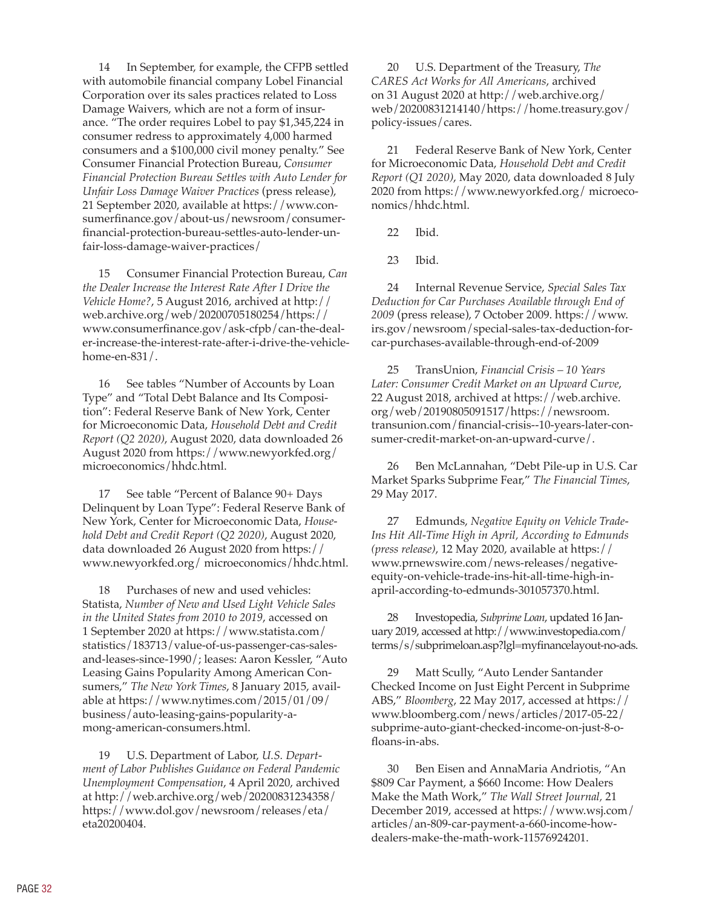14 In September, for example, the CFPB settled with automobile financial company Lobel Financial Corporation over its sales practices related to Loss Damage Waivers, which are not a form of insurance. "The order requires Lobel to pay $1,345,224 in consumer redress to approximately 4,000 harmed consumers and a $100,000 civil money penalty." See Consumer Financial Protection Bureau, *Consumer Financial Protection Bureau Settles with Auto Lender for Unfair Loss Damage Waiver Practices* (press release), 21 September 2020, available at https://www.consumerfinance.gov/about-us/newsroom/consumer-financial-protection-bureau-settles-auto-lender-unfair-loss-damage-waiver-practices/

15 Consumer Financial Protection Bureau, *Can the Dealer Increase the Interest Rate After I Drive the Vehicle Home?*, 5 August 2016, archived at http://web.archive.org/web/20200705180254/https://www.consumerfinance.gov/ask-cfpb/can-the-dealer-increase-the-interest-rate-after-i-drive-the-vehicle-home-en-831/.

16 See tables "Number of Accounts by Loan Type" and "Total Debt Balance and Its Composition": Federal Reserve Bank of New York, Center for Microeconomic Data, *Household Debt and Credit Report (Q2 2020)*, August 2020, data downloaded 26 August 2020 from https://www.newyorkfed.org/microeconomics/hhdc.html.

17 See table "Percent of Balance 90+ Days Delinquent by Loan Type": Federal Reserve Bank of New York, Center for Microeconomic Data, *Household Debt and Credit Report (Q2 2020)*, August 2020, data downloaded 26 August 2020 from https://www.newyorkfed.org/ microeconomics/hhdc.html.

18 Purchases of new and used vehicles: Statista, *Number of New and Used Light Vehicle Sales in the United States from 2010 to 2019*, accessed on 1 September 2020 at https://www.statista.com/statistics/183713/value-of-us-passenger-cas-sales-and-leases-since-1990/; leases: Aaron Kessler, "Auto Leasing Gains Popularity Among American Consumers," *The New York Times*, 8 January 2015, available at https://www.nytimes.com/2015/01/09/business/auto-leasing-gains-popularity-among-american-consumers.html.

19 U.S. Department of Labor, *U.S. Department of Labor Publishes Guidance on Federal Pandemic Unemployment Compensation*, 4 April 2020, archived at http://web.archive.org/web/20200831234358/https://www.dol.gov/newsroom/releases/eta/eta20200404.

20 U.S. Department of the Treasury, *The CARES Act Works for All Americans*, archived on 31 August 2020 at http://web.archive.org/web/20200831214140/https://home.treasury.gov/policy-issues/cares.

21 Federal Reserve Bank of New York, Center for Microeconomic Data, *Household Debt and Credit Report (Q1 2020)*, May 2020, data downloaded 8 July 2020 from https://www.newyorkfed.org/ microeconomics/hhdc.html.

22 Ibid.

23 Ibid.

24 Internal Revenue Service, *Special Sales Tax Deduction for Car Purchases Available through End of 2009* (press release), 7 October 2009. https://www.irs.gov/newsroom/special-sales-tax-deduction-for-car-purchases-available-through-end-of-2009

25 TransUnion, *Financial Crisis – 10 Years Later: Consumer Credit Market on an Upward Curve*, 22 August 2018, archived at https://web.archive.org/web/20190805091517/https://newsroom.transunion.com/financial-crisis--10-years-later-consumer-credit-market-on-an-upward-curve/.

26 Ben McLannahan, "Debt Pile-up in U.S. Car Market Sparks Subprime Fear," *The Financial Times*, 29 May 2017.

27 Edmunds, *Negative Equity on Vehicle Trade-Ins Hit All-Time High in April, According to Edmunds (press release)*, 12 May 2020, available at https://www.prnewswire.com/news-releases/negative-equity-on-vehicle-trade-ins-hit-all-time-high-in-april-according-to-edmunds-301057370.html.

28 Investopedia, *Subprime Loan*, updated 16 January 2019, accessed at http://www.investopedia.com/terms/s/subprimeloan.asp?lgl=myfinancelayout-no-ads.

29 Matt Scully, "Auto Lender Santander Checked Income on Just Eight Percent in Subprime ABS," *Bloomberg*, 22 May 2017, accessed at https://www.bloomberg.com/news/articles/2017-05-22/subprime-auto-giant-checked-income-on-just-8-of-loans-in-abs.

30 Ben Eisen and AnnaMaria Andriotis, "An $809 Car Payment, a $660 Income: How Dealers Make the Math Work," *The Wall Street Journal*, 21 December 2019, accessed at https://www.wsj.com/articles/an-809-car-payment-a-660-income-how-dealers-make-the-math-work-11576924201.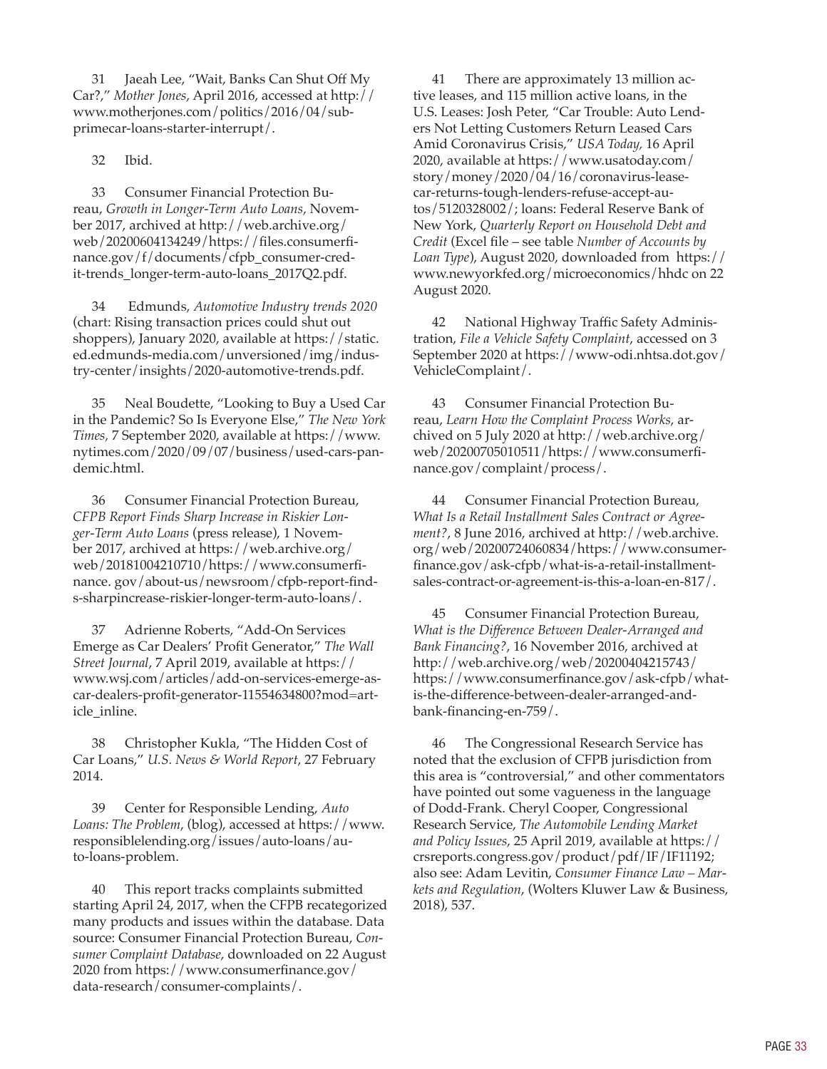31 Jaeah Lee, "Wait, Banks Can Shut Off My Car?," *Mother Jones*, April 2016, accessed at http://www.motherjones.com/politics/2016/04/subprimecar-loans-starter-interrupt/.

32 Ibid.

33 Consumer Financial Protection Bureau, *Growth in Longer-Term Auto Loans*, November 2017, archived at http://web.archive.org/web/20200604134249/https://files.consumerfinance.gov/f/documents/cfpb_consumer-credit-trends_longer-term-auto-loans_2017Q2.pdf.

34 Edmunds, *Automotive Industry trends 2020* (chart: Rising transaction prices could shut out shoppers), January 2020, available at https://static.ed.edmunds-media.com/unversioned/img/industry-center/insights/2020-automotive-trends.pdf.

35 Neal Boudette, "Looking to Buy a Used Car in the Pandemic? So Is Everyone Else," *The New York Times*, 7 September 2020, available at https://www.nytimes.com/2020/09/07/business/used-cars-pandemic.html.

36 Consumer Financial Protection Bureau, *CFPB Report Finds Sharp Increase in Riskier Longer-Term Auto Loans* (press release), 1 November 2017, archived at https://web.archive.org/web/20181004210710/https://www.consumerfinance. gov/about-us/newsroom/cfpb-report-finds-sharpincrease-riskier-longer-term-auto-loans/.

37 Adrienne Roberts, "Add-On Services Emerge as Car Dealers' Profit Generator," *The Wall Street Journal*, 7 April 2019, available at https://www.wsj.com/articles/add-on-services-emerge-as-car-dealers-profit-generator-11554634800?mod=article_inline.

38 Christopher Kukla, "The Hidden Cost of Car Loans," *U.S. News & World Report*, 27 February 2014.

39 Center for Responsible Lending, *Auto Loans: The Problem*, (blog), accessed at https://www.responsiblelending.org/issues/auto-loans/auto-loans-problem.

40 This report tracks complaints submitted starting April 24, 2017, when the CFPB recategorized many products and issues within the database. Data source: Consumer Financial Protection Bureau, *Consumer Complaint Database*, downloaded on 22 August 2020 from https://www.consumerfinance.gov/data-research/consumer-complaints/.

41 There are approximately 13 million active leases, and 115 million active loans, in the U.S. Leases: Josh Peter, "Car Trouble: Auto Lenders Not Letting Customers Return Leased Cars Amid Coronavirus Crisis," *USA Today*, 16 April 2020, available at https://www.usatoday.com/story/money/2020/04/16/coronavirus-lease-car-returns-tough-lenders-refuse-accept-autos/5120328002/; loans: Federal Reserve Bank of New York, *Quarterly Report on Household Debt and Credit* (Excel file – see table *Number of Accounts by Loan Type*), August 2020, downloaded from https://www.newyorkfed.org/microeconomics/hhdc on 22 August 2020.

42 National Highway Traffic Safety Administration, *File a Vehicle Safety Complaint*, accessed on 3 September 2020 at https://www-odi.nhtsa.dot.gov/VehicleComplaint/.

43 Consumer Financial Protection Bureau, *Learn How the Complaint Process Works*, archived on 5 July 2020 at http://web.archive.org/web/20200705010511/https://www.consumerfinance.gov/complaint/process/.

44 Consumer Financial Protection Bureau, *What Is a Retail Installment Sales Contract or Agreement?*, 8 June 2016, archived at http://web.archive.org/web/20200724060834/https://www.consumerfinance.gov/ask-cfpb/what-is-a-retail-installment-sales-contract-or-agreement-is-this-a-loan-en-817/.

45 Consumer Financial Protection Bureau, *What is the Difference Between Dealer-Arranged and Bank Financing?*, 16 November 2016, archived at http://web.archive.org/web/20200404215743/https://www.consumerfinance.gov/ask-cfpb/what-is-the-difference-between-dealer-arranged-and-bank-financing-en-759/.

46 The Congressional Research Service has noted that the exclusion of CFPB jurisdiction from this area is "controversial," and other commentators have pointed out some vagueness in the language of Dodd-Frank. Cheryl Cooper, Congressional Research Service, *The Automobile Lending Market and Policy Issues*, 25 April 2019, available at https://crsreports.congress.gov/product/pdf/IF/IF11192; also see: Adam Levitin, *Consumer Finance Law – Markets and Regulation*, (Wolters Kluwer Law & Business, 2018), 537.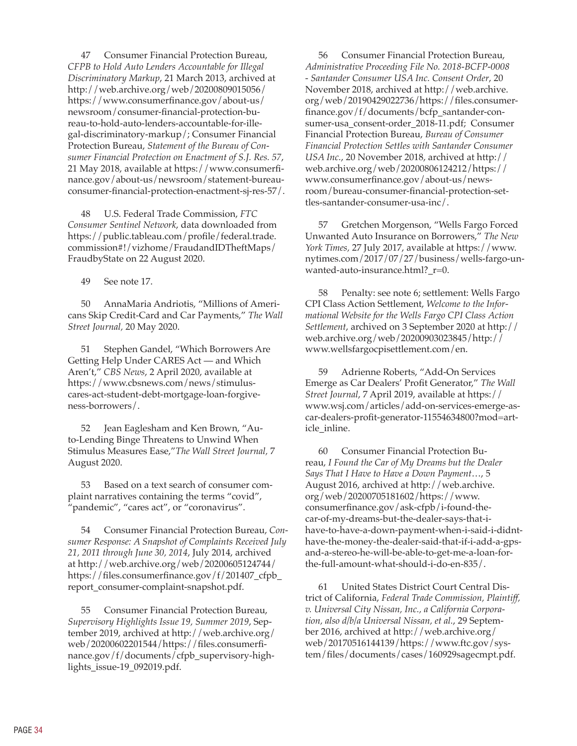47 Consumer Financial Protection Bureau, *CFPB to Hold Auto Lenders Accountable for Illegal Discriminatory Markup*, 21 March 2013, archived at http://web.archive.org/web/20200809015056/https://www.consumerfinance.gov/about-us/newsroom/consumer-financial-protection-bureau-to-hold-auto-lenders-accountable-for-illegal-discriminatory-markup/; Consumer Financial Protection Bureau, *Statement of the Bureau of Consumer Financial Protection on Enactment of S.J. Res. 57*, 21 May 2018, available at https://www.consumerfinance.gov/about-us/newsroom/statement-bureau-consumer-financial-protection-enactment-sj-res-57/.

48 U.S. Federal Trade Commission, *FTC Consumer Sentinel Network*, data downloaded from https://public.tableau.com/profile/federal.trade.commission#!/vizhome/FraudandIDTheftMaps/FraudbyState on 22 August 2020.

49 See note 17.

50 AnnaMaria Andriotis, "Millions of Americans Skip Credit-Card and Car Payments," *The Wall Street Journal,* 20 May 2020.

51 Stephen Gandel, "Which Borrowers Are Getting Help Under CARES Act — and Which Aren't," *CBS News*, 2 April 2020, available at https://www.cbsnews.com/news/stimulus-cares-act-student-debt-mortgage-loan-forgiveness-borrowers/.

52 Jean Eaglesham and Ken Brown, "Auto-Lending Binge Threatens to Unwind When Stimulus Measures Ease,"*The Wall Street Journal,* 7 August 2020.

53 Based on a text search of consumer complaint narratives containing the terms "covid", "pandemic", "cares act", or "coronavirus".

54 Consumer Financial Protection Bureau, *Consumer Response: A Snapshot of Complaints Received July 21, 2011 through June 30, 2014*, July 2014, archived at http://web.archive.org/web/20200605124744/https://files.consumerfinance.gov/f/201407_cfpb_report_consumer-complaint-snapshot.pdf.

55 Consumer Financial Protection Bureau, *Supervisory Highlights Issue 19, Summer 2019*, September 2019, archived at http://web.archive.org/web/20200602201544/https://files.consumerfinance.gov/f/documents/cfpb_supervisory-highlights_issue-19_092019.pdf.

56 Consumer Financial Protection Bureau, *Administrative Proceeding File No. 2018-BCFP-0008 - Santander Consumer USA Inc. Consent Order*, 20 November 2018, archived at http://web.archive.org/web/20190429022736/https://files.consumerfinance.gov/f/documents/bcfp_santander-consumer-usa_consent-order_2018-11.pdf; Consumer Financial Protection Bureau, *Bureau of Consumer Financial Protection Settles with Santander Consumer USA Inc.*, 20 November 2018, archived at http://web.archive.org/web/20200806124212/https://www.consumerfinance.gov/about-us/newsroom/bureau-consumer-financial-protection-settles-santander-consumer-usa-inc/.

57 Gretchen Morgenson, "Wells Fargo Forced Unwanted Auto Insurance on Borrowers," *The New York Times,* 27 July 2017, available at https://www.nytimes.com/2017/07/27/business/wells-fargo-unwanted-auto-insurance.html?_r=0.

58 Penalty: see note 6; settlement: Wells Fargo CPI Class Action Settlement, *Welcome to the Informational Website for the Wells Fargo CPI Class Action Settlement*, archived on 3 September 2020 at http://web.archive.org/web/20200903023845/http://www.wellsfargocpisettlement.com/en.

59 Adrienne Roberts, "Add-On Services Emerge as Car Dealers' Profit Generator," *The Wall Street Journal*, 7 April 2019, available at https://www.wsj.com/articles/add-on-services-emerge-as-car-dealers-profit-generator-11554634800?mod=article_inline.

60 Consumer Financial Protection Bureau, *I Found the Car of My Dreams but the Dealer Says That I Have to Have a Down Payment…*, 5 August 2016, archived at http://web.archive.org/web/20200705181602/https://www.consumerfinance.gov/ask-cfpb/i-found-the-car-of-my-dreams-but-the-dealer-says-that-i-have-to-have-a-down-payment-when-i-said-i-didnt-have-the-money-the-dealer-said-that-if-i-add-a-gps-and-a-stereo-he-will-be-able-to-get-me-a-loan-for-the-full-amount-what-should-i-do-en-835/.

61 United States District Court Central District of California, *Federal Trade Commission, Plaintiff, v. Universal City Nissan, Inc., a California Corporation, also d/b/a Universal Nissan, et al.*, 29 September 2016, archived at http://web.archive.org/web/20170516144139/https://www.ftc.gov/system/files/documents/cases/160929sagecmpt.pdf.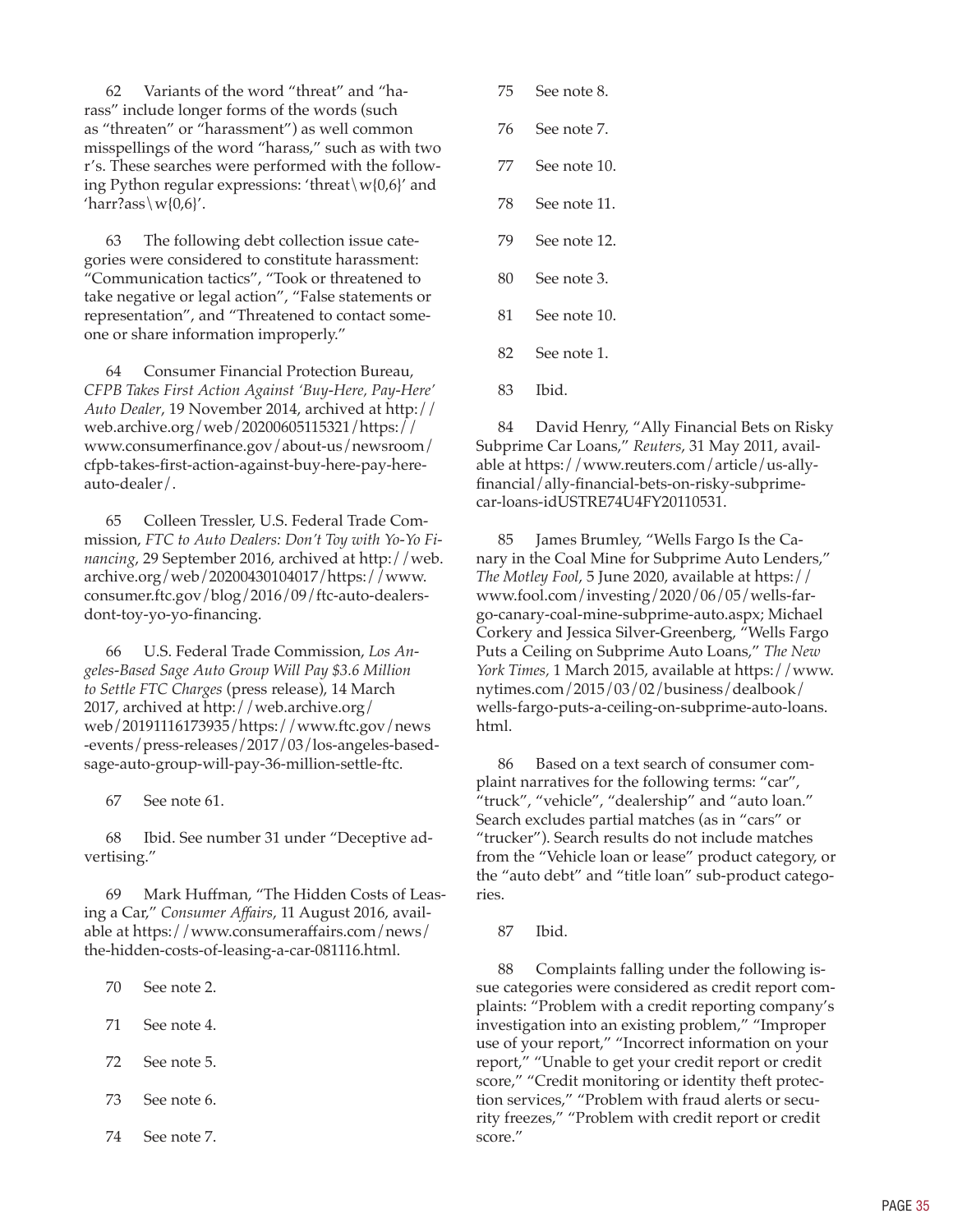62 Variants of the word "threat" and "harass" include longer forms of the words (such as "threaten" or "harassment") as well common misspellings of the word "harass," such as with two r's. These searches were performed with the following Python regular expressions: 'threat\w{0,6}' and 'harr?ass\w{0,6}'.

63 The following debt collection issue categories were considered to constitute harassment: "Communication tactics", "Took or threatened to take negative or legal action", "False statements or representation", and "Threatened to contact someone or share information improperly."

64 Consumer Financial Protection Bureau, *CFPB Takes First Action Against 'Buy-Here, Pay-Here' Auto Dealer*, 19 November 2014, archived at http://web.archive.org/web/20200605115321/https://www.consumerfinance.gov/about-us/newsroom/cfpb-takes-first-action-against-buy-here-pay-here-auto-dealer/.

65 Colleen Tressler, U.S. Federal Trade Commission, *FTC to Auto Dealers: Don't Toy with Yo-Yo Financing*, 29 September 2016, archived at http://web.archive.org/web/20200430104017/https://www.consumer.ftc.gov/blog/2016/09/ftc-auto-dealers-dont-toy-yo-yo-financing.

66 U.S. Federal Trade Commission, *Los Angeles-Based Sage Auto Group Will Pay $3.6 Million to Settle FTC Charges* (press release), 14 March 2017, archived at http://web.archive.org/web/20191116173935/https://www.ftc.gov/news-events/press-releases/2017/03/los-angeles-based-sage-auto-group-will-pay-36-million-settle-ftc.

67 See note 61.

68 Ibid. See number 31 under "Deceptive advertising."

69 Mark Huffman, "The Hidden Costs of Leasing a Car," *Consumer Affairs*, 11 August 2016, available at https://www.consumeraffairs.com/news/the-hidden-costs-of-leasing-a-car-081116.html.

70 See note 2.

71 See note 4.

72 See note 5.

73 See note 6.

74 See note 7.

75 See note 8.

76 See note 7.

77 See note 10.

78 See note 11.

79 See note 12.

80 See note 3.

81 See note 10.

82 See note 1.

83 Ibid.

84 David Henry, "Ally Financial Bets on Risky Subprime Car Loans," *Reuters*, 31 May 2011, available at https://www.reuters.com/article/us-ally-financial/ally-financial-bets-on-risky-subprime-car-loans-idUSTRE74U4FY20110531.

85 James Brumley, "Wells Fargo Is the Canary in the Coal Mine for Subprime Auto Lenders," *The Motley Fool*, 5 June 2020, available at https://www.fool.com/investing/2020/06/05/wells-fargo-canary-coal-mine-subprime-auto.aspx; Michael Corkery and Jessica Silver-Greenberg, "Wells Fargo Puts a Ceiling on Subprime Auto Loans," *The New York Times,* 1 March 2015, available at https://www.nytimes.com/2015/03/02/business/dealbook/wells-fargo-puts-a-ceiling-on-subprime-auto-loans.html.

86 Based on a text search of consumer complaint narratives for the following terms: "car", "truck", "vehicle", "dealership" and "auto loan." Search excludes partial matches (as in "cars" or "trucker"). Search results do not include matches from the "Vehicle loan or lease" product category, or the "auto debt" and "title loan" sub-product categories.

87 Ibid.

88 Complaints falling under the following issue categories were considered as credit report complaints: "Problem with a credit reporting company's investigation into an existing problem," "Improper use of your report," "Incorrect information on your report," "Unable to get your credit report or credit score," "Credit monitoring or identity theft protection services," "Problem with fraud alerts or security freezes," "Problem with credit report or credit score."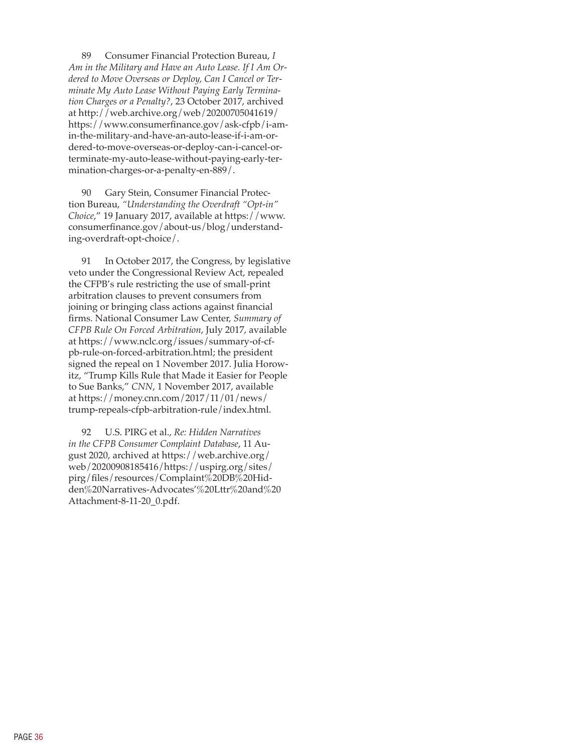89 Consumer Financial Protection Bureau, *I Am in the Military and Have an Auto Lease. If I Am Ordered to Move Overseas or Deploy, Can I Cancel or Terminate My Auto Lease Without Paying Early Termination Charges or a Penalty?*, 23 October 2017, archived at http://web.archive.org/web/20200705041619/https://www.consumerfinance.gov/ask-cfpb/i-am-in-the-military-and-have-an-auto-lease-if-i-am-ordered-to-move-overseas-or-deploy-can-i-cancel-or-terminate-my-auto-lease-without-paying-early-termination-charges-or-a-penalty-en-889/.

90 Gary Stein, Consumer Financial Protection Bureau, *"Understanding the Overdraft "Opt-in" Choice*," 19 January 2017, available at https://www.consumerfinance.gov/about-us/blog/understanding-overdraft-opt-choice/.

91 In October 2017, the Congress, by legislative veto under the Congressional Review Act, repealed the CFPB's rule restricting the use of small-print arbitration clauses to prevent consumers from joining or bringing class actions against financial firms. National Consumer Law Center, *Summary of CFPB Rule On Forced Arbitration*, July 2017, available at https://www.nclc.org/issues/summary-of-cfpb-rule-on-forced-arbitration.html; the president signed the repeal on 1 November 2017. Julia Horowitz, "Trump Kills Rule that Made it Easier for People to Sue Banks," *CNN*, 1 November 2017, available at https://money.cnn.com/2017/11/01/news/trump-repeals-cfpb-arbitration-rule/index.html.

92 U.S. PIRG et al., *Re: Hidden Narratives in the CFPB Consumer Complaint Database*, 11 August 2020, archived at https://web.archive.org/web/20200908185416/https://uspirg.org/sites/pirg/files/resources/Complaint%20DB%20Hidden%20Narratives-Advocates'%20Lttr%20and%20Attachment-8-11-20_0.pdf.